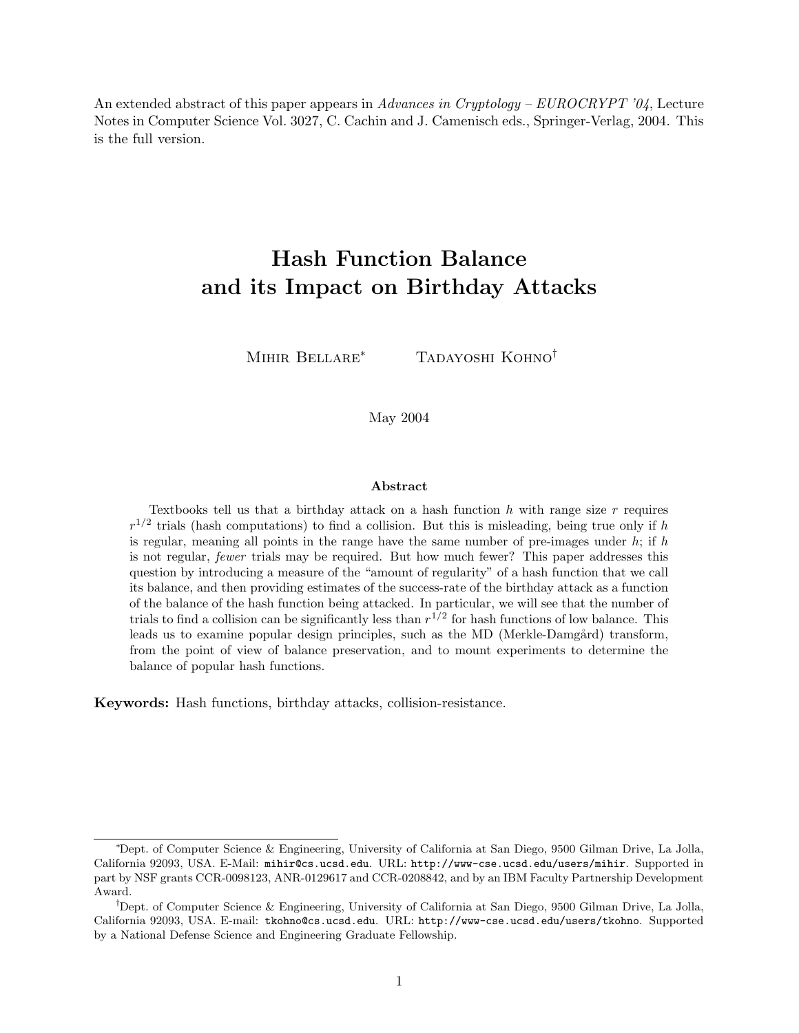An extended abstract of this paper appears in *Advances in Cryptology – EUROCRYPT '04*, Lecture Notes in Computer Science Vol. 3027, C. Cachin and J. Camenisch eds., Springer-Verlag, 2004. This is the full version.

# Hash Function Balance and its Impact on Birthday Attacks

Mihir Bellare[*] Tadayoshi Kohno[†]

May 2004

### Abstract

Textbooks tell us that a birthday attack on a hash function $h$ with range size $r$ requires $r^{1/2}$ trials (hash computations) to find a collision. But this is misleading, being true only if $h$ is regular, meaning all points in the range have the same number of pre-images under $h$; if $h$ is not regular, *fewer* trials may be required. But how much fewer? This paper addresses this question by introducing a measure of the "amount of regularity" of a hash function that we call its balance, and then providing estimates of the success-rate of the birthday attack as a function of the balance of the hash function being attacked. In particular, we will see that the number of trials to find a collision can be significantly less than $r^{1/2}$ for hash functions of low balance. This leads us to examine popular design principles, such as the MD (Merkle-Damgård) transform, from the point of view of balance preservation, and to mount experiments to determine the balance of popular hash functions.

**Keywords:** Hash functions, birthday attacks, collision-resistance.

---

[*]Dept. of Computer Science & Engineering, University of California at San Diego, 9500 Gilman Drive, La Jolla, California 92093, USA. E-Mail: `mihir@cs.ucsd.edu`. URL: `http://www-cse.ucsd.edu/users/mihir`. Supported in part by NSF grants CCR-0098123, ANR-0129617 and CCR-0208842, and by an IBM Faculty Partnership Development Award.

[†]Dept. of Computer Science & Engineering, University of California at San Diego, 9500 Gilman Drive, La Jolla, California 92093, USA. E-Mail: `tkohno@cs.ucsd.edu`. URL: `http://www-cse.ucsd.edu/users/tkohno`. Supported by a National Defense Science and Engineering Graduate Fellowship.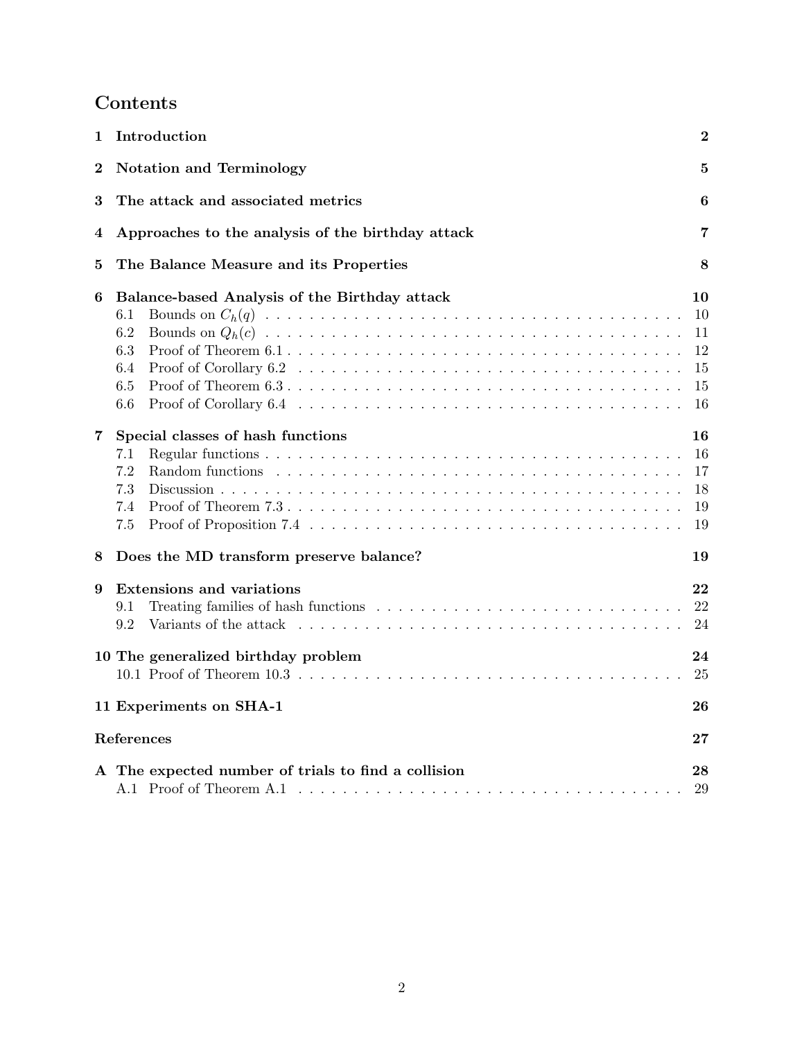# Contents

| | | |
|---|---|---|
| **1** | **Introduction** | **2** |
| **2** | **Notation and Terminology** | **5** |
| **3** | **The attack and associated metrics** | **6** |
| **4** | **Approaches to the analysis of the birthday attack** | **7** |
| **5** | **The Balance Measure and its Properties** | **8** |
| **6** | **Balance-based Analysis of the Birthday attack** | **10** |
| | 6.1 Bounds on $C_h(q)$ | 10 |
| | 6.2 Bounds on $Q_h(c)$ | 11 |
| | 6.3 Proof of Theorem 6.1 | 12 |
| | 6.4 Proof of Corollary 6.2 | 15 |
| | 6.5 Proof of Theorem 6.3 | 15 |
| | 6.6 Proof of Corollary 6.4 | 16 |
| **7** | **Special classes of hash functions** | **16** |
| | 7.1 Regular functions | 16 |
| | 7.2 Random functions | 17 |
| | 7.3 Discussion | 18 |
| | 7.4 Proof of Theorem 7.3 | 19 |
| | 7.5 Proof of Proposition 7.4 | 19 |
| **8** | **Does the MD transform preserve balance?** | **19** |
| **9** | **Extensions and variations** | **22** |
| | 9.1 Treating families of hash functions | 22 |
| | 9.2 Variants of the attack | 24 |
| **10** | **The generalized birthday problem** | **24** |
| | 10.1 Proof of Theorem 10.3 | 25 |
| **11** | **Experiments on SHA-1** | **26** |
| | **References** | **27** |
| **A** | **The expected number of trials to find a collision** | **28** |
| | A.1 Proof of Theorem A.1 | 29 |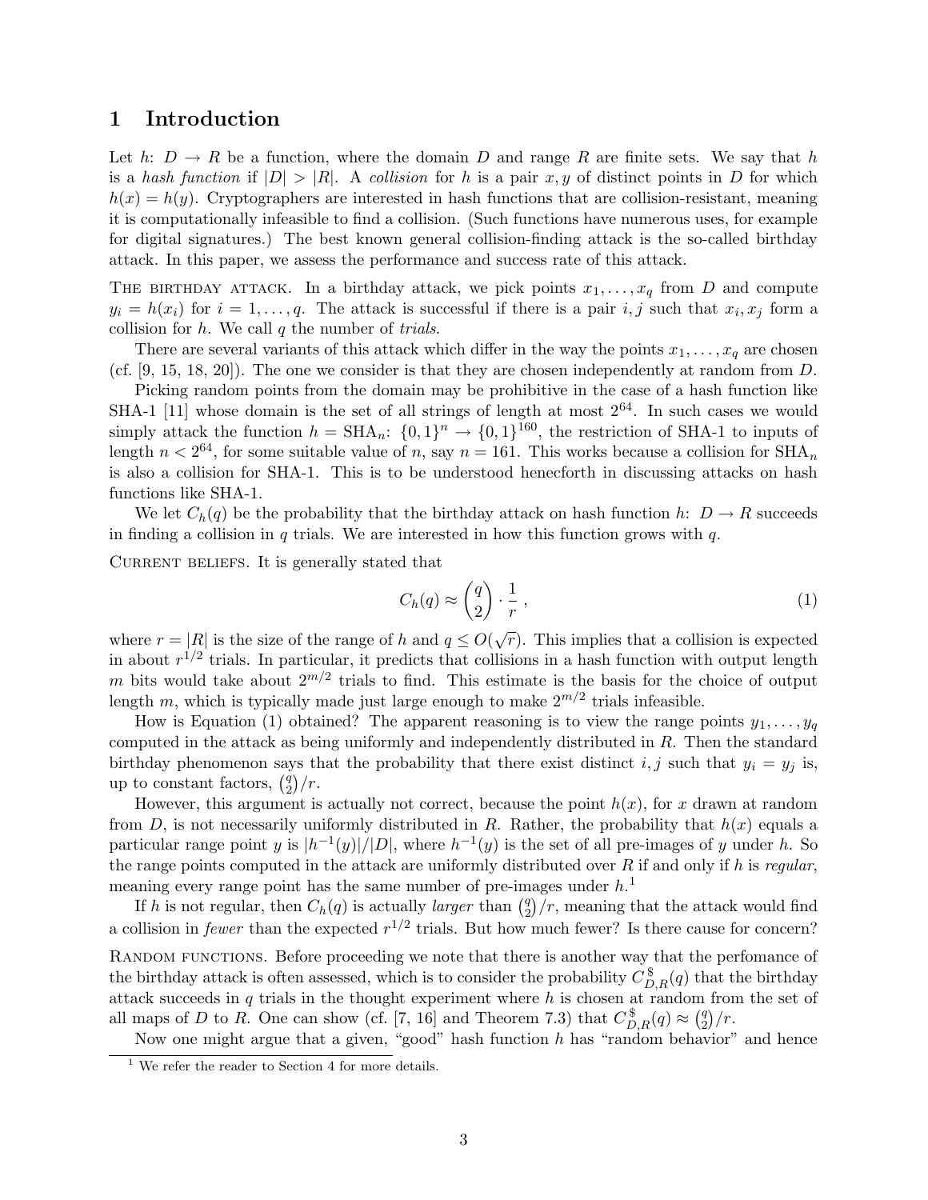# 1 Introduction

Let $h$: $D \rightarrow R$ be a function, where the domain $D$ and range $R$ are finite sets. We say that $h$ is a *hash function* if $|D| > |R|$. A *collision* for $h$ is a pair $x, y$ of distinct points in $D$ for which $h(x) = h(y)$. Cryptographers are interested in hash functions that are collision-resistant, meaning it is computationally infeasible to find a collision. (Such functions have numerous uses, for example for digital signatures.) The best known general collision-finding attack is the so-called birthday attack. In this paper, we assess the performance and success rate of this attack.

The birthday attack. In a birthday attack, we pick points $x_1, \ldots, x_q$ from $D$ and compute $y_i = h(x_i)$ for $i = 1, \ldots, q$. The attack is successful if there is a pair $i, j$ such that $x_i, x_j$ form a collision for $h$. We call $q$ the number of *trials*.

There are several variants of this attack which differ in the way the points $x_1, \ldots, x_q$ are chosen (cf. [9, 15, 18, 20]). The one we consider is that they are chosen independently at random from $D$.

Picking random points from the domain may be prohibitive in the case of a hash function like SHA-1 [11] whose domain is the set of all strings of length at most $2^{64}$. In such cases we would simply attack the function $h = \text{SHA}_n$: $\{0,1\}^n \rightarrow \{0,1\}^{160}$, the restriction of SHA-1 to inputs of length $n < 2^{64}$, for some suitable value of $n$, say $n = 161$. This works because a collision for $\text{SHA}_n$ is also a collision for SHA-1. This is to be understood henecforth in discussing attacks on hash functions like SHA-1.

We let $C_h(q)$ be the probability that the birthday attack on hash function $h$: $D \rightarrow R$ succeeds in finding a collision in $q$ trials. We are interested in how this function grows with $q$.

Current beliefs. It is generally stated that

$$C_h(q) \approx \binom{q}{2} \cdot \frac{1}{r}\ , \tag{1}$$

where $r = |R|$ is the size of the range of $h$ and $q \leq O(\sqrt{r})$. This implies that a collision is expected in about $r^{1/2}$ trials. In particular, it predicts that collisions in a hash function with output length $m$ bits would take about $2^{m/2}$ trials to find. This estimate is the basis for the choice of output length $m$, which is typically made just large enough to make $2^{m/2}$ trials infeasible.

How is Equation (1) obtained? The apparent reasoning is to view the range points $y_1, \ldots, y_q$ computed in the attack as being uniformly and independently distributed in $R$. Then the standard birthday phenomenon says that the probability that there exist distinct $i, j$ such that $y_i = y_j$ is, up to constant factors, $\binom{q}{2}/r$.

However, this argument is actually not correct, because the point $h(x)$, for $x$ drawn at random from $D$, is not necessarily uniformly distributed in $R$. Rather, the probability that $h(x)$ equals a particular range point $y$ is $|h^{-1}(y)|/|D|$, where $h^{-1}(y)$ is the set of all pre-images of $y$ under $h$. So the range points computed in the attack are uniformly distributed over $R$ if and only if $h$ is *regular*, meaning every range point has the same number of pre-images under $h$.[1]

If $h$ is not regular, then $C_h(q)$ is actually *larger* than $\binom{q}{2}/r$, meaning that the attack would find a collision in *fewer* than the expected $r^{1/2}$ trials. But how much fewer? Is there cause for concern?

Random functions. Before proceeding we note that there is another way that the perfomance of the birthday attack is often assessed, which is to consider the probability $C^{\$}_{D,R}(q)$ that the birthday attack succeeds in $q$ trials in the thought experiment where $h$ is chosen at random from the set of all maps of $D$ to $R$. One can show (cf. [7, 16] and Theorem 7.3) that $C^{\$}_{D,R}(q) \approx \binom{q}{2}/r$.

Now one might argue that a given, "good" hash function $h$ has "random behavior" and hence

[1] We refer the reader to Section 4 for more details.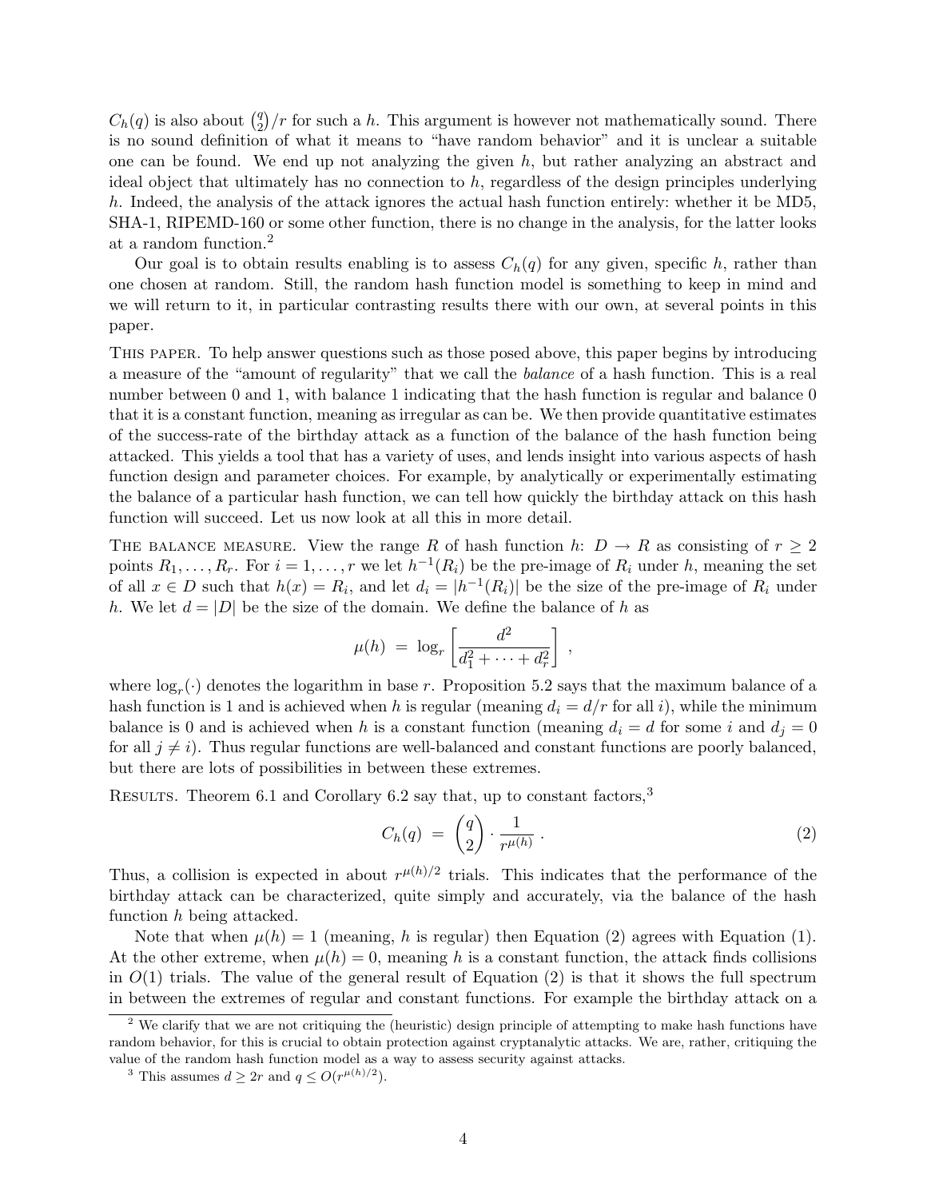$C_h(q)$ is also about $\binom{q}{2}/r$ for such a $h$. This argument is however not mathematically sound. There is no sound definition of what it means to "have random behavior" and it is unclear a suitable one can be found. We end up not analyzing the given $h$, but rather analyzing an abstract and ideal object that ultimately has no connection to $h$, regardless of the design principles underlying $h$. Indeed, the analysis of the attack ignores the actual hash function entirely: whether it be MD5, SHA-1, RIPEMD-160 or some other function, there is no change in the analysis, for the latter looks at a random function.[2]

Our goal is to obtain results enabling is to assess $C_h(q)$ for any given, specific $h$, rather than one chosen at random. Still, the random hash function model is something to keep in mind and we will return to it, in particular contrasting results there with our own, at several points in this paper.

THIS PAPER. To help answer questions such as those posed above, this paper begins by introducing a measure of the "amount of regularity" that we call the *balance* of a hash function. This is a real number between 0 and 1, with balance 1 indicating that the hash function is regular and balance 0 that it is a constant function, meaning as irregular as can be. We then provide quantitative estimates of the success-rate of the birthday attack as a function of the balance of the hash function being attacked. This yields a tool that has a variety of uses, and lends insight into various aspects of hash function design and parameter choices. For example, by analytically or experimentally estimating the balance of a particular hash function, we can tell how quickly the birthday attack on this hash function will succeed. Let us now look at all this in more detail.

THE BALANCE MEASURE. View the range $R$ of hash function $h\colon D \to R$ as consisting of $r \geq 2$ points $R_1, \ldots, R_r$. For $i = 1, \ldots, r$ we let $h^{-1}(R_i)$ be the pre-image of $R_i$ under $h$, meaning the set of all $x \in D$ such that $h(x) = R_i$, and let $d_i = |h^{-1}(R_i)|$ be the size of the pre-image of $R_i$ under $h$. We let $d = |D|$ be the size of the domain. We define the balance of $h$ as

$$\mu(h) \;=\; \log_r \left[ \frac{d^2}{d_1^2 + \cdots + d_r^2} \right] \;,$$

where $\log_r(\cdot)$ denotes the logarithm in base $r$. Proposition 5.2 says that the maximum balance of a hash function is 1 and is achieved when $h$ is regular (meaning $d_i = d/r$ for all $i$), while the minimum balance is 0 and is achieved when $h$ is a constant function (meaning $d_i = d$ for some $i$ and $d_j = 0$ for all $j \neq i$). Thus regular functions are well-balanced and constant functions are poorly balanced, but there are lots of possibilities in between these extremes.

RESULTS. Theorem 6.1 and Corollary 6.2 say that, up to constant factors,[3]

$$C_h(q) \;=\; \binom{q}{2} \cdot \frac{1}{r^{\mu(h)}} \;. \tag{2}$$

Thus, a collision is expected in about $r^{\mu(h)/2}$ trials. This indicates that the performance of the birthday attack can be characterized, quite simply and accurately, via the balance of the hash function $h$ being attacked.

Note that when $\mu(h) = 1$ (meaning, $h$ is regular) then Equation (2) agrees with Equation (1). At the other extreme, when $\mu(h) = 0$, meaning $h$ is a constant function, the attack finds collisions in $O(1)$ trials. The value of the general result of Equation (2) is that it shows the full spectrum in between the extremes of regular and constant functions. For example the birthday attack on a

---

[2] We clarify that we are not critiquing the (heuristic) design principle of attempting to make hash functions have random behavior, for this is crucial to obtain protection against cryptanalytic attacks. We are, rather, critiquing the value of the random hash function model as a way to assess security against attacks.

[3] This assumes $d \geq 2r$ and $q \leq O(r^{\mu(h)/2})$.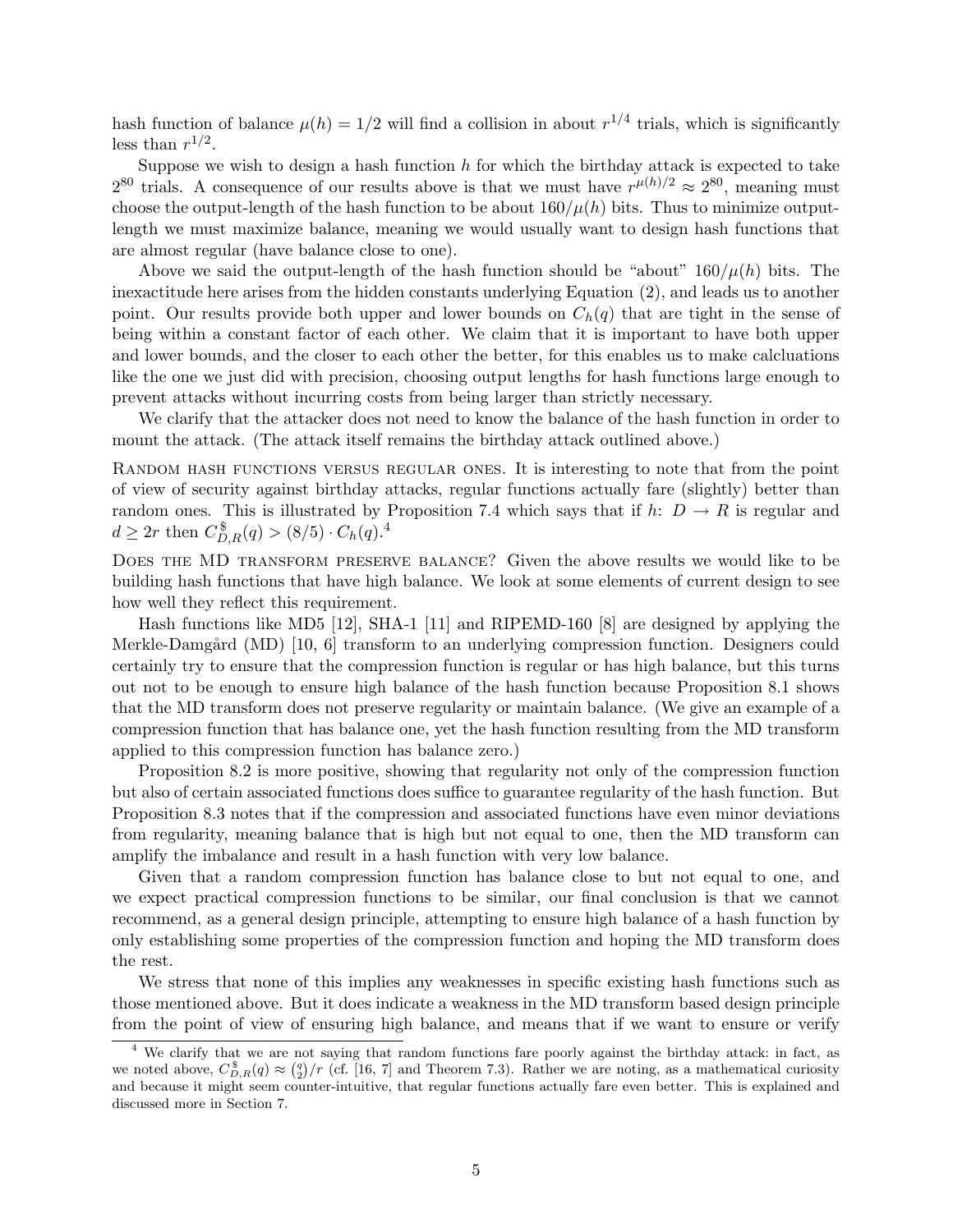hash function of balance $\mu(h) = 1/2$ will find a collision in about $r^{1/4}$ trials, which is significantly less than $r^{1/2}$.

Suppose we wish to design a hash function $h$ for which the birthday attack is expected to take $2^{80}$ trials. A consequence of our results above is that we must have $r^{\mu(h)/2} \approx 2^{80}$, meaning must choose the output-length of the hash function to be about $160/\mu(h)$ bits. Thus to minimize output-length we must maximize balance, meaning we would usually want to design hash functions that are almost regular (have balance close to one).

Above we said the output-length of the hash function should be "about" $160/\mu(h)$ bits. The inexactitude here arises from the hidden constants underlying Equation (2), and leads us to another point. Our results provide both upper and lower bounds on $C_h(q)$ that are tight in the sense of being within a constant factor of each other. We claim that it is important to have both upper and lower bounds, and the closer to each other the better, for this enables us to make calcluations like the one we just did with precision, choosing output lengths for hash functions large enough to prevent attacks without incurring costs from being larger than strictly necessary.

We clarify that the attacker does not need to know the balance of the hash function in order to mount the attack. (The attack itself remains the birthday attack outlined above.)

Random hash functions versus regular ones. It is interesting to note that from the point of view of security against birthday attacks, regular functions actually fare (slightly) better than random ones. This is illustrated by Proposition 7.4 which says that if $h\colon D \to R$ is regular and $d \geq 2r$ then $C^{\$}_{D,R}(q) > (8/5) \cdot C_h(q)$.[4]

Does the MD transform preserve balance? Given the above results we would like to be building hash functions that have high balance. We look at some elements of current design to see how well they reflect this requirement.

Hash functions like MD5 [12], SHA-1 [11] and RIPEMD-160 [8] are designed by applying the Merkle-Damgård (MD) [10, 6] transform to an underlying compression function. Designers could certainly try to ensure that the compression function is regular or has high balance, but this turns out not to be enough to ensure high balance of the hash function because Proposition 8.1 shows that the MD transform does not preserve regularity or maintain balance. (We give an example of a compression function that has balance one, yet the hash function resulting from the MD transform applied to this compression function has balance zero.)

Proposition 8.2 is more positive, showing that regularity not only of the compression function but also of certain associated functions does suffice to guarantee regularity of the hash function. But Proposition 8.3 notes that if the compression and associated functions have even minor deviations from regularity, meaning balance that is high but not equal to one, then the MD transform can amplify the imbalance and result in a hash function with very low balance.

Given that a random compression function has balance close to but not equal to one, and we expect practical compression functions to be similar, our final conclusion is that we cannot recommend, as a general design principle, attempting to ensure high balance of a hash function by only establishing some properties of the compression function and hoping the MD transform does the rest.

We stress that none of this implies any weaknesses in specific existing hash functions such as those mentioned above. But it does indicate a weakness in the MD transform based design principle from the point of view of ensuring high balance, and means that if we want to ensure or verify

[4] We clarify that we are not saying that random functions fare poorly against the birthday attack: in fact, as we noted above, $C^{\$}_{D,R}(q) \approx \binom{q}{2}/r$ (cf. [16, 7] and Theorem 7.3). Rather we are noting, as a mathematical curiosity and because it might seem counter-intuitive, that regular functions actually fare even better. This is explained and discussed more in Section 7.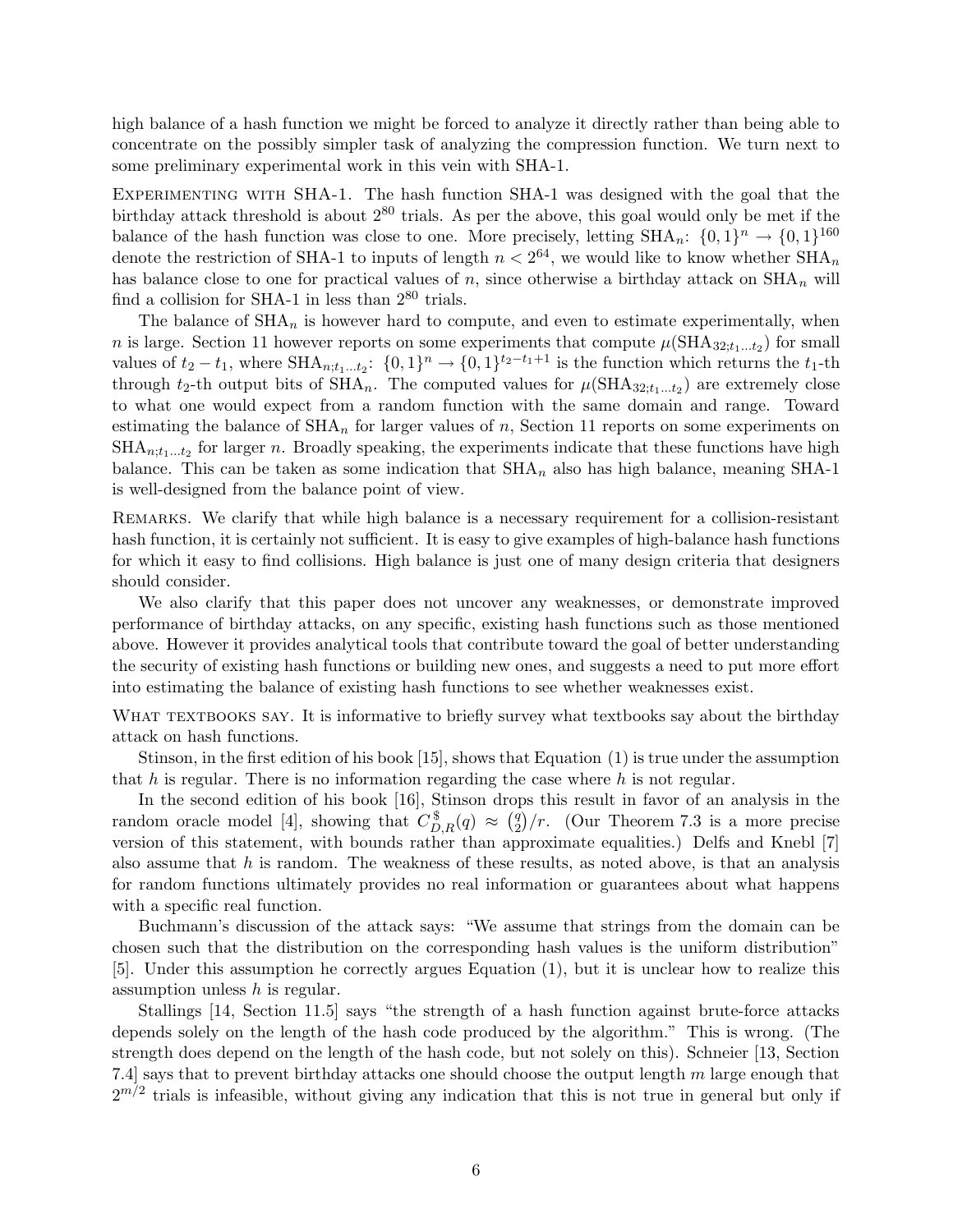high balance of a hash function we might be forced to analyze it directly rather than being able to concentrate on the possibly simpler task of analyzing the compression function. We turn next to some preliminary experimental work in this vein with SHA-1.

**Experimenting with SHA-1.** The hash function SHA-1 was designed with the goal that the birthday attack threshold is about $2^{80}$ trials. As per the above, this goal would only be met if the balance of the hash function was close to one. More precisely, letting $\mathrm{SHA}_n\colon \{0,1\}^n \to \{0,1\}^{160}$ denote the restriction of SHA-1 to inputs of length $n < 2^{64}$, we would like to know whether $\mathrm{SHA}_n$ has balance close to one for practical values of $n$, since otherwise a birthday attack on $\mathrm{SHA}_n$ will find a collision for SHA-1 in less than $2^{80}$ trials.

The balance of $\mathrm{SHA}_n$ is however hard to compute, and even to estimate experimentally, when $n$ is large. Section 11 however reports on some experiments that compute $\mu(\mathrm{SHA}_{32;t_1\ldots t_2})$ for small values of $t_2 - t_1$, where $\mathrm{SHA}_{n;t_1\ldots t_2}\colon \{0,1\}^n \to \{0,1\}^{t_2-t_1+1}$ is the function which returns the $t_1$-th through $t_2$-th output bits of $\mathrm{SHA}_n$. The computed values for $\mu(\mathrm{SHA}_{32;t_1\ldots t_2})$ are extremely close to what one would expect from a random function with the same domain and range. Toward estimating the balance of $\mathrm{SHA}_n$ for larger values of $n$, Section 11 reports on some experiments on $\mathrm{SHA}_{n;t_1\ldots t_2}$ for larger $n$. Broadly speaking, the experiments indicate that these functions have high balance. This can be taken as some indication that $\mathrm{SHA}_n$ also has high balance, meaning SHA-1 is well-designed from the balance point of view.

**Remarks.** We clarify that while high balance is a necessary requirement for a collision-resistant hash function, it is certainly not sufficient. It is easy to give examples of high-balance hash functions for which it easy to find collisions. High balance is just one of many design criteria that designers should consider.

We also clarify that this paper does not uncover any weaknesses, or demonstrate improved performance of birthday attacks, on any specific, existing hash functions such as those mentioned above. However it provides analytical tools that contribute toward the goal of better understanding the security of existing hash functions or building new ones, and suggests a need to put more effort into estimating the balance of existing hash functions to see whether weaknesses exist.

**What textbooks say.** It is informative to briefly survey what textbooks say about the birthday attack on hash functions.

Stinson, in the first edition of his book [15], shows that Equation (1) is true under the assumption that $h$ is regular. There is no information regarding the case where $h$ is not regular.

In the second edition of his book [16], Stinson drops this result in favor of an analysis in the random oracle model [4], showing that $C^{\$}_{D,R}(q) \approx \binom{q}{2}/r$. (Our Theorem 7.3 is a more precise version of this statement, with bounds rather than approximate equalities.) Delfs and Knebl [7] also assume that $h$ is random. The weakness of these results, as noted above, is that an analysis for random functions ultimately provides no real information or guarantees about what happens with a specific real function.

Buchmann's discussion of the attack says: "We assume that strings from the domain can be chosen such that the distribution on the corresponding hash values is the uniform distribution" [5]. Under this assumption he correctly argues Equation (1), but it is unclear how to realize this assumption unless $h$ is regular.

Stallings [14, Section 11.5] says "the strength of a hash function against brute-force attacks depends solely on the length of the hash code produced by the algorithm." This is wrong. (The strength does depend on the length of the hash code, but not solely on this). Schneier [13, Section 7.4] says that to prevent birthday attacks one should choose the output length $m$ large enough that $2^{m/2}$ trials is infeasible, without giving any indication that this is not true in general but only if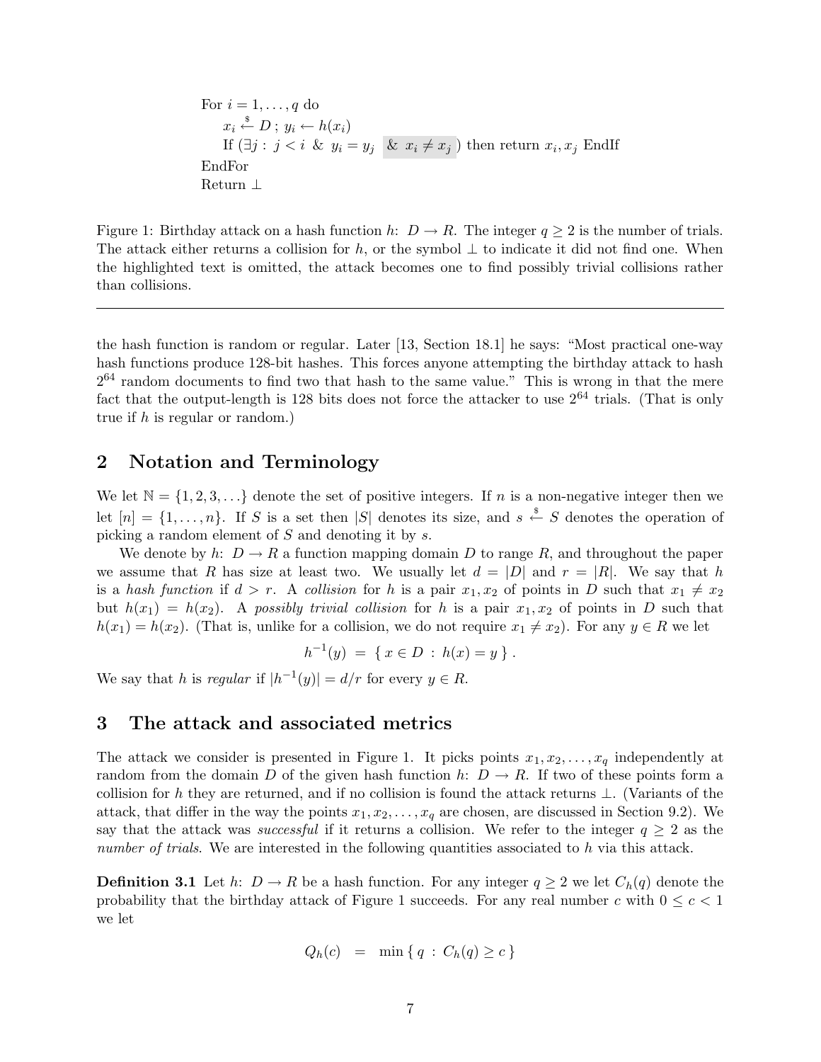```
For i = 1, . . . , q do
    x_i ←$ D ; y_i ← h(x_i)
    If (∃j : j < i & y_i = y_j  & x_i ≠ x_j ) then return x_i, x_j EndIf
EndFor
Return ⊥
```

Figure 1: Birthday attack on a hash function $h\colon D \to R$. The integer $q \geq 2$ is the number of trials. The attack either returns a collision for $h$, or the symbol $\perp$ to indicate it did not find one. When the highlighted text is omitted, the attack becomes one to find possibly trivial collisions rather than collisions.

---

the hash function is random or regular. Later [13, Section 18.1] he says: "Most practical one-way hash functions produce 128-bit hashes. This forces anyone attempting the birthday attack to hash $2^{64}$ random documents to find two that hash to the same value." This is wrong in that the mere fact that the output-length is 128 bits does not force the attacker to use $2^{64}$ trials. (That is only true if $h$ is regular or random.)

## 2 Notation and Terminology

We let $\mathbb{N} = \{1, 2, 3, \ldots\}$ denote the set of positive integers. If $n$ is a non-negative integer then we let $[n] = \{1, \ldots, n\}$. If $S$ is a set then $|S|$ denotes its size, and $s \stackrel{\$}{\leftarrow} S$ denotes the operation of picking a random element of $S$ and denoting it by $s$.

We denote by $h\colon D \to R$ a function mapping domain $D$ to range $R$, and throughout the paper we assume that $R$ has size at least two. We usually let $d = |D|$ and $r = |R|$. We say that $h$ is a *hash function* if $d > r$. A *collision* for $h$ is a pair $x_1, x_2$ of points in $D$ such that $x_1 \neq x_2$ but $h(x_1) = h(x_2)$. A *possibly trivial collision* for $h$ is a pair $x_1, x_2$ of points in $D$ such that $h(x_1) = h(x_2)$. (That is, unlike for a collision, we do not require $x_1 \neq x_2$). For any $y \in R$ we let

$$h^{-1}(y) \;=\; \{\, x \in D \,:\, h(x) = y \,\} \,.$$

We say that $h$ is *regular* if $|h^{-1}(y)| = d/r$ for every $y \in R$.

## 3 The attack and associated metrics

The attack we consider is presented in Figure 1. It picks points $x_1, x_2, \ldots, x_q$ independently at random from the domain $D$ of the given hash function $h\colon D \to R$. If two of these points form a collision for $h$ they are returned, and if no collision is found the attack returns $\perp$. (Variants of the attack, that differ in the way the points $x_1, x_2, \ldots, x_q$ are chosen, are discussed in Section 9.2). We say that the attack was *successful* if it returns a collision. We refer to the integer $q \geq 2$ as the *number of trials*. We are interested in the following quantities associated to $h$ via this attack.

**Definition 3.1** Let $h\colon D \to R$ be a hash function. For any integer $q \geq 2$ we let $C_h(q)$ denote the probability that the birthday attack of Figure 1 succeeds. For any real number $c$ with $0 \leq c < 1$ we let

$$Q_h(c) \quad = \quad \min\,\{\, q \,:\, C_h(q) \geq c \,\}$$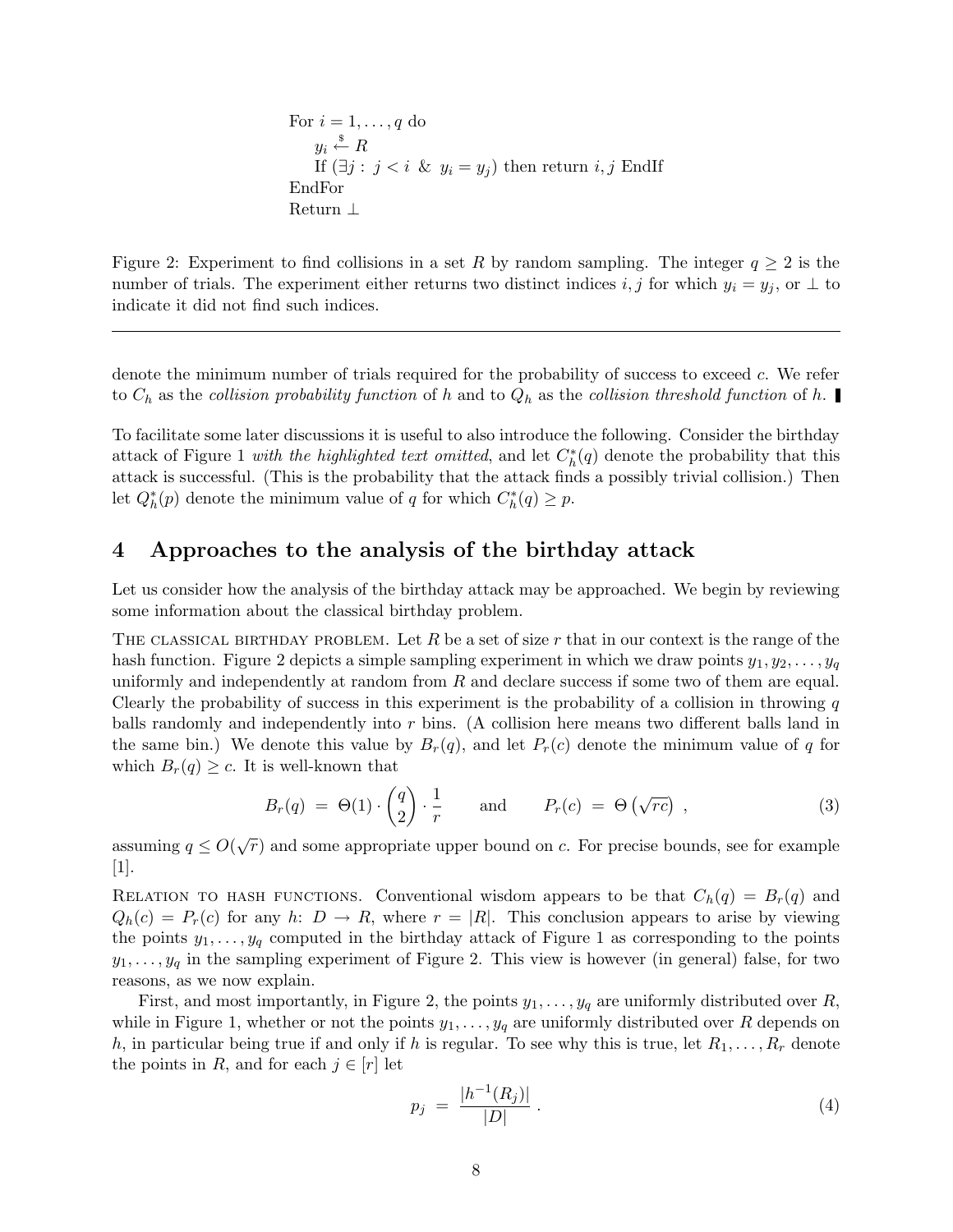```
For i = 1, ..., q do
    y_i ←$ R
    If (∃j : j < i & y_i = y_j) then return i, j EndIf
EndFor
Return ⊥
```

Figure 2: Experiment to find collisions in a set $R$ by random sampling. The integer $q \geq 2$ is the number of trials. The experiment either returns two distinct indices $i, j$ for which $y_i = y_j$, or $\perp$ to indicate it did not find such indices.

---

denote the minimum number of trials required for the probability of success to exceed $c$. We refer to $C_h$ as the *collision probability function* of $h$ and to $Q_h$ as the *collision threshold function* of $h$. ∎

To facilitate some later discussions it is useful to also introduce the following. Consider the birthday attack of Figure 1 *with the highlighted text omitted*, and let $C_h^*(q)$ denote the probability that this attack is successful. (This is the probability that the attack finds a possibly trivial collision.) Then let $Q_h^*(p)$ denote the minimum value of $q$ for which $C_h^*(q) \geq p$.

## 4 Approaches to the analysis of the birthday attack

Let us consider how the analysis of the birthday attack may be approached. We begin by reviewing some information about the classical birthday problem.

THE CLASSICAL BIRTHDAY PROBLEM. Let $R$ be a set of size $r$ that in our context is the range of the hash function. Figure 2 depicts a simple sampling experiment in which we draw points $y_1, y_2, \ldots, y_q$ uniformly and independently at random from $R$ and declare success if some two of them are equal. Clearly the probability of success in this experiment is the probability of a collision in throwing $q$ balls randomly and independently into $r$ bins. (A collision here means two different balls land in the same bin.) We denote this value by $B_r(q)$, and let $P_r(c)$ denote the minimum value of $q$ for which $B_r(q) \geq c$. It is well-known that

$$B_r(q) \ = \ \Theta(1) \cdot \binom{q}{2} \cdot \frac{1}{r} \qquad \text{and} \qquad P_r(c) \ = \ \Theta\left(\sqrt{rc}\right) \ , \tag{3}$$

assuming $q \leq O(\sqrt{r})$ and some appropriate upper bound on $c$. For precise bounds, see for example [1].

RELATION TO HASH FUNCTIONS. Conventional wisdom appears to be that $C_h(q) = B_r(q)$ and $Q_h(c) = P_r(c)$ for any $h\colon\, D \to R$, where $r = |R|$. This conclusion appears to arise by viewing the points $y_1, \ldots, y_q$ computed in the birthday attack of Figure 1 as corresponding to the points $y_1, \ldots, y_q$ in the sampling experiment of Figure 2. This view is however (in general) false, for two reasons, as we now explain.

First, and most importantly, in Figure 2, the points $y_1, \ldots, y_q$ are uniformly distributed over $R$, while in Figure 1, whether or not the points $y_1, \ldots, y_q$ are uniformly distributed over $R$ depends on $h$, in particular being true if and only if $h$ is regular. To see why this is true, let $R_1, \ldots, R_r$ denote the points in $R$, and for each $j \in [r]$ let

$$p_j \ = \ \frac{|h^{-1}(R_j)|}{|D|} \ . \tag{4}$$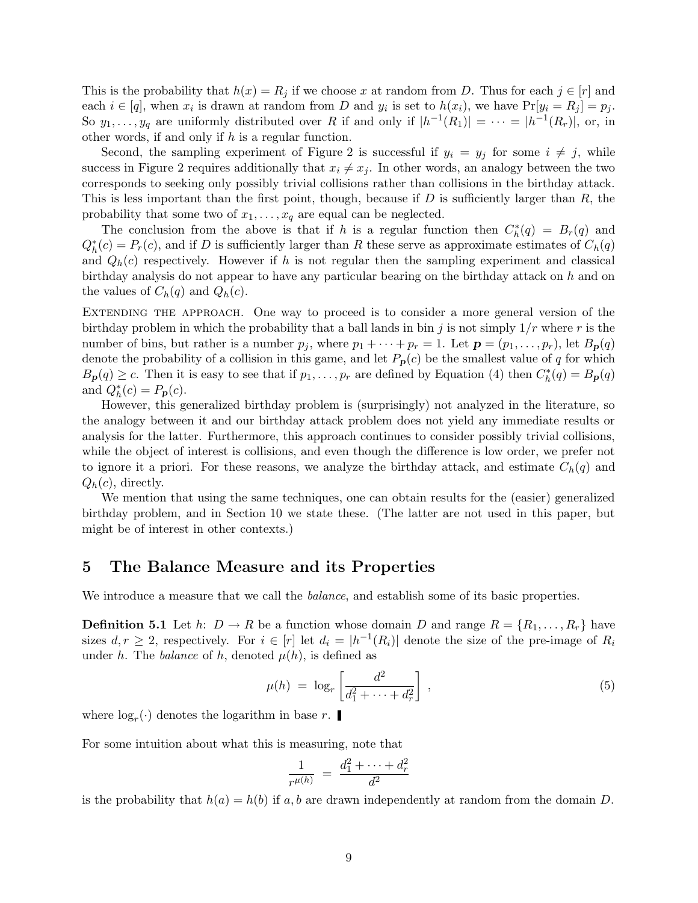This is the probability that $h(x) = R_j$ if we choose $x$ at random from $D$. Thus for each $j \in [r]$ and each $i \in [q]$, when $x_i$ is drawn at random from $D$ and $y_i$ is set to $h(x_i)$, we have $\Pr[y_i = R_j] = p_j$. So $y_1, \ldots, y_q$ are uniformly distributed over $R$ if and only if $|h^{-1}(R_1)| = \cdots = |h^{-1}(R_r)|$, or, in other words, if and only if $h$ is a regular function.

Second, the sampling experiment of Figure 2 is successful if $y_i = y_j$ for some $i \neq j$, while success in Figure 2 requires additionally that $x_i \neq x_j$. In other words, an analogy between the two corresponds to seeking only possibly trivial collisions rather than collisions in the birthday attack. This is less important than the first point, though, because if $D$ is sufficiently larger than $R$, the probability that some two of $x_1, \ldots, x_q$ are equal can be neglected.

The conclusion from the above is that if $h$ is a regular function then $C^*_h(q) = B_r(q)$ and $Q^*_h(c) = P_r(c)$, and if $D$ is sufficiently larger than $R$ these serve as approximate estimates of $C_h(q)$ and $Q_h(c)$ respectively. However if $h$ is not regular then the sampling experiment and classical birthday analysis do not appear to have any particular bearing on the birthday attack on $h$ and on the values of $C_h(q)$ and $Q_h(c)$.

Extending the approach. One way to proceed is to consider a more general version of the birthday problem in which the probability that a ball lands in bin $j$ is not simply $1/r$ where $r$ is the number of bins, but rather is a number $p_j$, where $p_1 + \cdots + p_r = 1$. Let $\boldsymbol{p} = (p_1, \ldots, p_r)$, let $B_{\boldsymbol{p}}(q)$ denote the probability of a collision in this game, and let $P_{\boldsymbol{p}}(c)$ be the smallest value of $q$ for which $B_{\boldsymbol{p}}(q) \geq c$. Then it is easy to see that if $p_1, \ldots, p_r$ are defined by Equation (4) then $C^*_h(q) = B_{\boldsymbol{p}}(q)$ and $Q^*_h(c) = P_{\boldsymbol{p}}(c)$.

However, this generalized birthday problem is (surprisingly) not analyzed in the literature, so the analogy between it and our birthday attack problem does not yield any immediate results or analysis for the latter. Furthermore, this approach continues to consider possibly trivial collisions, while the object of interest is collisions, and even though the difference is low order, we prefer not to ignore it a priori. For these reasons, we analyze the birthday attack, and estimate $C_h(q)$ and $Q_h(c)$, directly.

We mention that using the same techniques, one can obtain results for the (easier) generalized birthday problem, and in Section 10 we state these. (The latter are not used in this paper, but might be of interest in other contexts.)

## 5 The Balance Measure and its Properties

We introduce a measure that we call the *balance*, and establish some of its basic properties.

**Definition 5.1** Let $h\colon D \to R$ be a function whose domain $D$ and range $R = \{R_1, \ldots, R_r\}$ have sizes $d, r \geq 2$, respectively. For $i \in [r]$ let $d_i = |h^{-1}(R_i)|$ denote the size of the pre-image of $R_i$ under $h$. The *balance* of $h$, denoted $\mu(h)$, is defined as

$$\mu(h) \;=\; \log_r \left[ \frac{d^2}{d_1^2 + \cdots + d_r^2} \right] , \tag{5}$$

where $\log_r(\cdot)$ denotes the logarithm in base $r$. ▮

For some intuition about what this is measuring, note that

$$\frac{1}{r^{\mu(h)}} \;=\; \frac{d_1^2 + \cdots + d_r^2}{d^2}$$

is the probability that $h(a) = h(b)$ if $a, b$ are drawn independently at random from the domain $D$.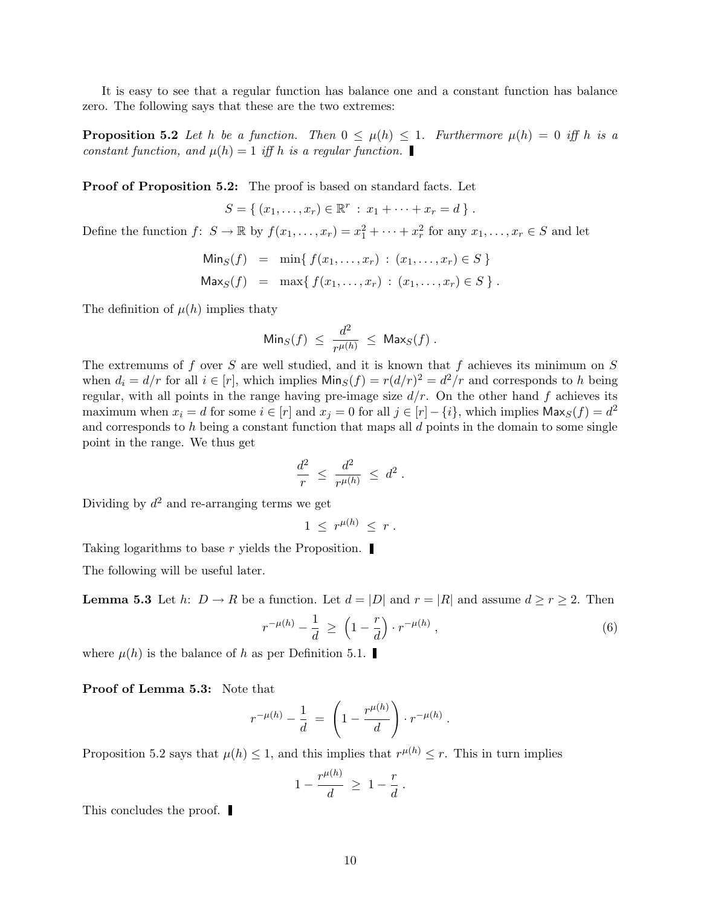It is easy to see that a regular function has balance one and a constant function has balance zero. The following says that these are the two extremes:

**Proposition 5.2** *Let $h$ be a function. Then $0 \leq \mu(h) \leq 1$. Furthermore $\mu(h) = 0$ iff $h$ is a constant function, and $\mu(h) = 1$ iff $h$ is a regular function.* ▮

**Proof of Proposition 5.2:** The proof is based on standard facts. Let

$$S = \{ (x_1, \ldots, x_r) \in \mathbb{R}^r \;:\; x_1 + \cdots + x_r = d \} .$$

Define the function $f\colon S \to \mathbb{R}$ by $f(x_1, \ldots, x_r) = x_1^2 + \cdots + x_r^2$ for any $x_1, \ldots, x_r \in S$ and let

$$\begin{aligned}
\mathsf{Min}_S(f) &= \min\{ f(x_1, \ldots, x_r) \;:\; (x_1, \ldots, x_r) \in S \} \\
\mathsf{Max}_S(f) &= \max\{ f(x_1, \ldots, x_r) \;:\; (x_1, \ldots, x_r) \in S \} .
\end{aligned}$$

The definition of $\mu(h)$ implies thaty

$$\mathsf{Min}_S(f) \;\leq\; \frac{d^2}{r^{\mu(h)}} \;\leq\; \mathsf{Max}_S(f) .$$

The extremums of $f$ over $S$ are well studied, and it is known that $f$ achieves its minimum on $S$ when $d_i = d/r$ for all $i \in [r]$, which implies $\mathsf{Min}_S(f) = r(d/r)^2 = d^2/r$ and corresponds to $h$ being regular, with all points in the range having pre-image size $d/r$. On the other hand $f$ achieves its maximum when $x_i = d$ for some $i \in [r]$ and $x_j = 0$ for all $j \in [r] - \{i\}$, which implies $\mathsf{Max}_S(f) = d^2$ and corresponds to $h$ being a constant function that maps all $d$ points in the domain to some single point in the range. We thus get

$$\frac{d^2}{r} \;\leq\; \frac{d^2}{r^{\mu(h)}} \;\leq\; d^2 .$$

Dividing by $d^2$ and re-arranging terms we get

$$1 \;\leq\; r^{\mu(h)} \;\leq\; r .$$

Taking logarithms to base $r$ yields the Proposition. ▮

The following will be useful later.

**Lemma 5.3** Let $h\colon D \to R$ be a function. Let $d = |D|$ and $r = |R|$ and assume $d \geq r \geq 2$. Then

$$r^{-\mu(h)} - \frac{1}{d} \;\geq\; \left(1 - \frac{r}{d}\right) \cdot r^{-\mu(h)} , \tag{6}$$

where $\mu(h)$ is the balance of $h$ as per Definition 5.1. ▮

**Proof of Lemma 5.3:** Note that

$$r^{-\mu(h)} - \frac{1}{d} \;=\; \left(1 - \frac{r^{\mu(h)}}{d}\right) \cdot r^{-\mu(h)} .$$

Proposition 5.2 says that $\mu(h) \leq 1$, and this implies that $r^{\mu(h)} \leq r$. This in turn implies

$$1 - \frac{r^{\mu(h)}}{d} \;\geq\; 1 - \frac{r}{d} .$$

This concludes the proof. ▮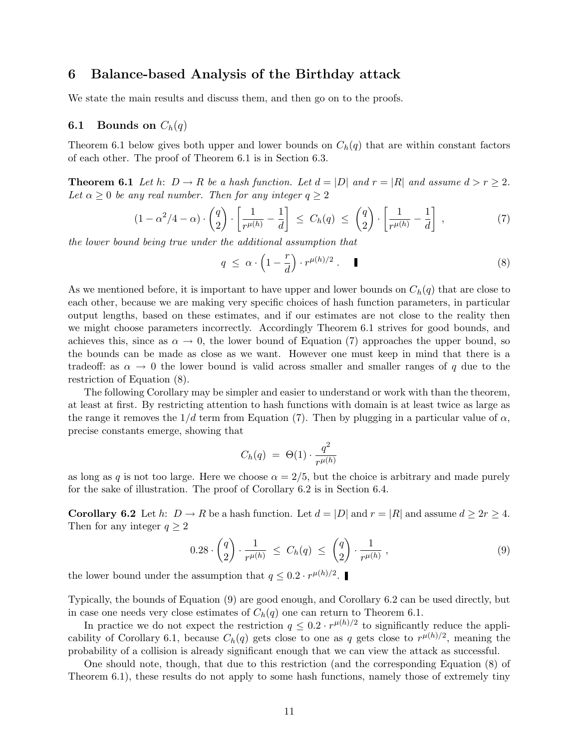## 6 Balance-based Analysis of the Birthday attack

We state the main results and discuss them, and then go on to the proofs.

### 6.1 Bounds on $C_h(q)$

Theorem 6.1 below gives both upper and lower bounds on $C_h(q)$ that are within constant factors of each other. The proof of Theorem 6.1 is in Section 6.3.

**Theorem 6.1** *Let $h\colon D \to R$ be a hash function. Let $d = |D|$ and $r = |R|$ and assume $d > r \geq 2$. Let $\alpha \geq 0$ be any real number. Then for any integer $q \geq 2$*

$$(1 - \alpha^2/4 - \alpha) \cdot \binom{q}{2} \cdot \left[\frac{1}{r^{\mu(h)}} - \frac{1}{d}\right] \;\leq\; C_h(q) \;\leq\; \binom{q}{2} \cdot \left[\frac{1}{r^{\mu(h)}} - \frac{1}{d}\right] \,, \tag{7}$$

*the lower bound being true under the additional assumption that*

$$q \;\leq\; \alpha \cdot \left(1 - \frac{r}{d}\right) \cdot r^{\mu(h)/2} \,. \tag{8}$$

As we mentioned before, it is important to have upper and lower bounds on $C_h(q)$ that are close to each other, because we are making very specific choices of hash function parameters, in particular output lengths, based on these estimates, and if our estimates are not close to the reality then we might choose parameters incorrectly. Accordingly Theorem 6.1 strives for good bounds, and achieves this, since as $\alpha \to 0$, the lower bound of Equation (7) approaches the upper bound, so the bounds can be made as close as we want. However one must keep in mind that there is a tradeoff: as $\alpha \to 0$ the lower bound is valid across smaller and smaller ranges of $q$ due to the restriction of Equation (8).

The following Corollary may be simpler and easier to understand or work with than the theorem, at least at first. By restricting attention to hash functions with domain is at least twice as large as the range it removes the $1/d$ term from Equation (7). Then by plugging in a particular value of $\alpha$, precise constants emerge, showing that

$$C_h(q) \;=\; \Theta(1) \cdot \frac{q^2}{r^{\mu(h)}}$$

as long as $q$ is not too large. Here we choose $\alpha = 2/5$, but the choice is arbitrary and made purely for the sake of illustration. The proof of Corollary 6.2 is in Section 6.4.

**Corollary 6.2** Let $h\colon D \to R$ be a hash function. Let $d = |D|$ and $r = |R|$ and assume $d \geq 2r \geq 4$. Then for any integer $q \geq 2$

$$0.28 \cdot \binom{q}{2} \cdot \frac{1}{r^{\mu(h)}} \;\leq\; C_h(q) \;\leq\; \binom{q}{2} \cdot \frac{1}{r^{\mu(h)}} \,, \tag{9}$$

the lower bound under the assumption that $q \leq 0.2 \cdot r^{\mu(h)/2}$.

Typically, the bounds of Equation (9) are good enough, and Corollary 6.2 can be used directly, but in case one needs very close estimates of $C_h(q)$ one can return to Theorem 6.1.

In practice we do not expect the restriction $q \leq 0.2 \cdot r^{\mu(h)/2}$ to significantly reduce the applicability of Corollary 6.1, because $C_h(q)$ gets close to one as $q$ gets close to $r^{\mu(h)/2}$, meaning the probability of a collision is already significant enough that we can view the attack as successful.

One should note, though, that due to this restriction (and the corresponding Equation (8) of Theorem 6.1), these results do not apply to some hash functions, namely those of extremely tiny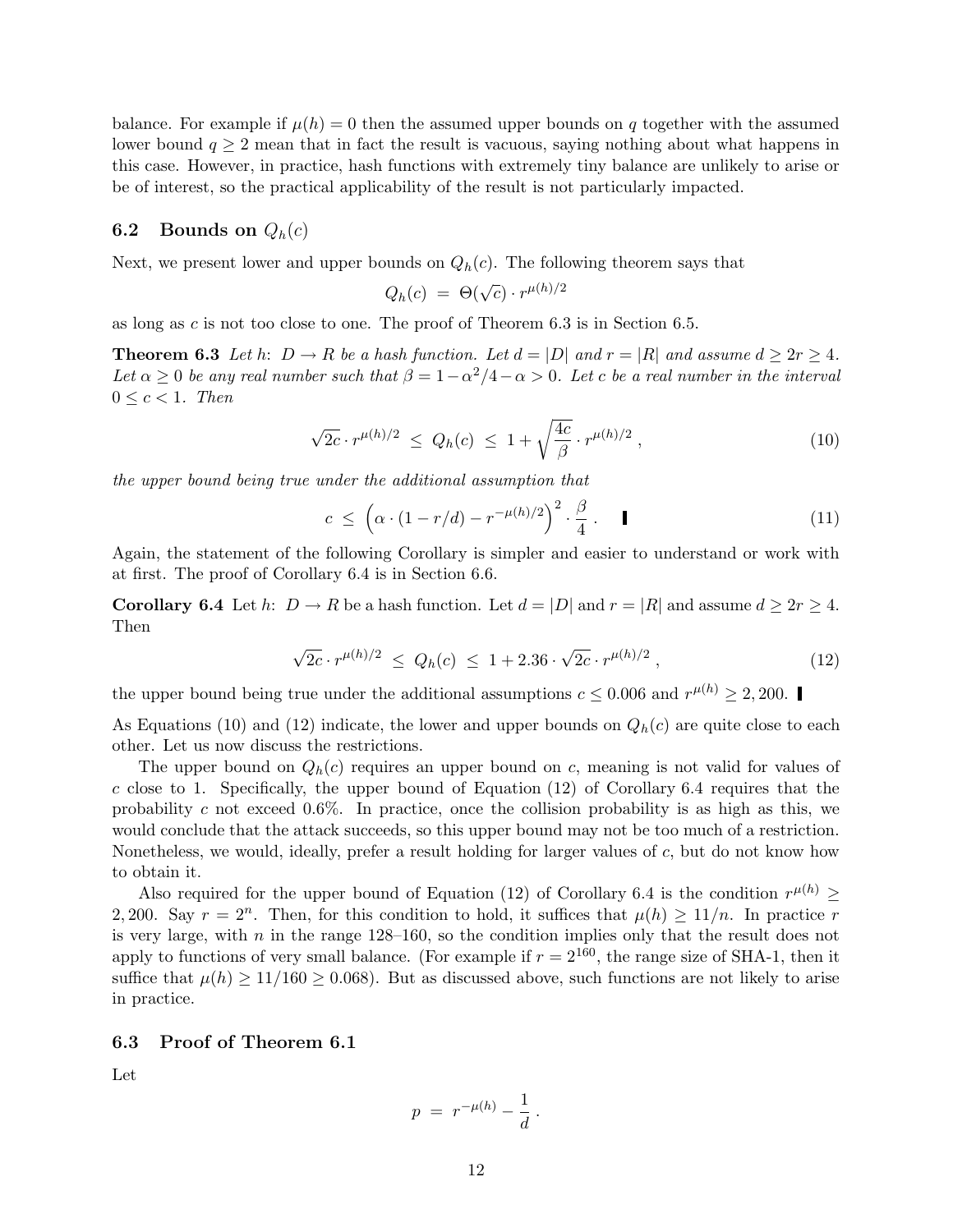balance. For example if $\mu(h) = 0$ then the assumed upper bounds on $q$ together with the assumed lower bound $q \geq 2$ mean that in fact the result is vacuous, saying nothing about what happens in this case. However, in practice, hash functions with extremely tiny balance are unlikely to arise or be of interest, so the practical applicability of the result is not particularly impacted.

### 6.2 Bounds on $Q_h(c)$

Next, we present lower and upper bounds on $Q_h(c)$. The following theorem says that

$$Q_h(c) \;=\; \Theta(\sqrt{c}) \cdot r^{\mu(h)/2}$$

as long as $c$ is not too close to one. The proof of Theorem 6.3 is in Section 6.5.

**Theorem 6.3** *Let $h\colon\ D \to R$ be a hash function. Let $d = |D|$ and $r = |R|$ and assume $d \geq 2r \geq 4$. Let $\alpha \geq 0$ be any real number such that $\beta = 1 - \alpha^2/4 - \alpha > 0$. Let $c$ be a real number in the interval $0 \leq c < 1$. Then*

$$\sqrt{2c} \cdot r^{\mu(h)/2} \;\leq\; Q_h(c) \;\leq\; 1 + \sqrt{\frac{4c}{\beta}} \cdot r^{\mu(h)/2} \;, \tag{10}$$

*the upper bound being true under the additional assumption that*

$$c \;\leq\; \left(\alpha \cdot (1 - r/d) - r^{-\mu(h)/2}\right)^2 \cdot \frac{\beta}{4} \;. \tag{11}$$

Again, the statement of the following Corollary is simpler and easier to understand or work with at first. The proof of Corollary 6.4 is in Section 6.6.

**Corollary 6.4** Let $h\colon\ D \to R$ be a hash function. Let $d = |D|$ and $r = |R|$ and assume $d \geq 2r \geq 4$. Then

$$\sqrt{2c} \cdot r^{\mu(h)/2} \;\leq\; Q_h(c) \;\leq\; 1 + 2.36 \cdot \sqrt{2c} \cdot r^{\mu(h)/2} \;, \tag{12}$$

the upper bound being true under the additional assumptions $c \leq 0.006$ and $r^{\mu(h)} \geq 2,200$.

As Equations (10) and (12) indicate, the lower and upper bounds on $Q_h(c)$ are quite close to each other. Let us now discuss the restrictions.

The upper bound on $Q_h(c)$ requires an upper bound on $c$, meaning is not valid for values of $c$ close to 1. Specifically, the upper bound of Equation (12) of Corollary 6.4 requires that the probability $c$ not exceed 0.6%. In practice, once the collision probability is as high as this, we would conclude that the attack succeeds, so this upper bound may not be too much of a restriction. Nonetheless, we would, ideally, prefer a result holding for larger values of $c$, but do not know how to obtain it.

Also required for the upper bound of Equation (12) of Corollary 6.4 is the condition $r^{\mu(h)} \geq 2,200$. Say $r = 2^n$. Then, for this condition to hold, it suffices that $\mu(h) \geq 11/n$. In practice $r$ is very large, with $n$ in the range 128–160, so the condition implies only that the result does not apply to functions of very small balance. (For example if $r = 2^{160}$, the range size of SHA-1, then it suffice that $\mu(h) \geq 11/160 \geq 0.068$). But as discussed above, such functions are not likely to arise in practice.

### 6.3 Proof of Theorem 6.1

Let

$$p \;=\; r^{-\mu(h)} - \frac{1}{d} \,.$$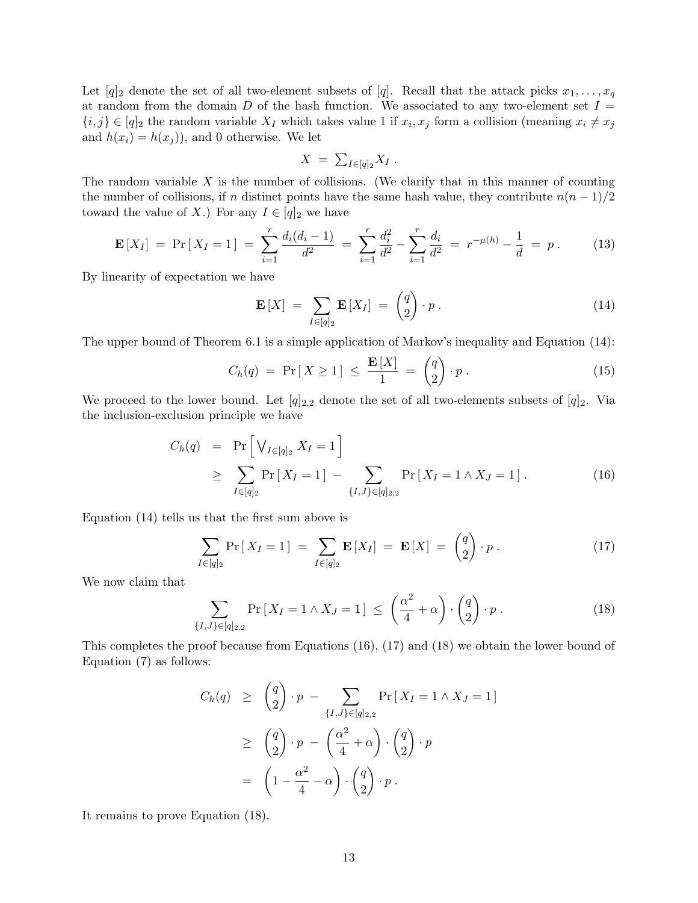Let $[q]_2$ denote the set of all two-element subsets of $[q]$. Recall that the attack picks $x_1, \ldots, x_q$ at random from the domain $D$ of the hash function. We associated to any two-element set $I = \{i, j\} \in [q]_2$ the random variable $X_I$ which takes value 1 if $x_i, x_j$ form a collision (meaning $x_i \neq x_j$ and $h(x_i) = h(x_j)$), and 0 otherwise. We let

$$X \;=\; \textstyle\sum_{I \in [q]_2} X_I \;.$$

The random variable $X$ is the number of collisions. (We clarify that in this manner of counting the number of collisions, if $n$ distinct points have the same hash value, they contribute $n(n-1)/2$ toward the value of $X$.) For any $I \in [q]_2$ we have

$$\mathbf{E}\left[X_I\right] \;=\; \Pr\left[\, X_I = 1 \,\right] \;=\; \sum_{i=1}^{r} \frac{d_i(d_i - 1)}{d^2} \;=\; \sum_{i=1}^{r} \frac{d_i^2}{d^2} - \sum_{i=1}^{r} \frac{d_i}{d^2} \;=\; r^{-\mu(h)} - \frac{1}{d} \;=\; p \;. \tag{13}$$

By linearity of expectation we have

$$\mathbf{E}\left[X\right] \;=\; \sum_{I \in [q]_2} \mathbf{E}\left[X_I\right] \;=\; \binom{q}{2} \cdot p \;. \tag{14}$$

The upper bound of Theorem 6.1 is a simple application of Markov's inequality and Equation (14):

$$C_h(q) \;=\; \Pr\left[\, X \geq 1 \,\right] \;\leq\; \frac{\mathbf{E}\left[X\right]}{1} \;=\; \binom{q}{2} \cdot p \;. \tag{15}$$

We proceed to the lower bound. Let $[q]_{2,2}$ denote the set of all two-elements subsets of $[q]_2$. Via the inclusion-exclusion principle we have

$$\begin{aligned} C_h(q) \;&=\; \Pr\left[\, \textstyle\bigvee_{I \in [q]_2} X_I = 1 \,\right] \\ &\geq\; \sum_{I \in [q]_2} \Pr\left[\, X_I = 1 \,\right] \;-\; \sum_{\{I,J\} \in [q]_{2,2}} \Pr\left[\, X_I = 1 \wedge X_J = 1 \,\right] . \end{aligned} \tag{16}$$

Equation (14) tells us that the first sum above is

$$\sum_{I \in [q]_2} \Pr\left[\, X_I = 1 \,\right] \;=\; \sum_{I \in [q]_2} \mathbf{E}\left[X_I\right] \;=\; \mathbf{E}\left[X\right] \;=\; \binom{q}{2} \cdot p \;. \tag{17}$$

We now claim that

$$\sum_{\{I,J\} \in [q]_{2,2}} \Pr\left[\, X_I = 1 \wedge X_J = 1 \,\right] \;\leq\; \left( \frac{\alpha^2}{4} + \alpha \right) \cdot \binom{q}{2} \cdot p \;. \tag{18}$$

This completes the proof because from Equations (16), (17) and (18) we obtain the lower bound of Equation (7) as follows:

$$\begin{aligned} C_h(q) \;&\geq\; \binom{q}{2} \cdot p \;-\; \sum_{\{I,J\} \in [q]_{2,2}} \Pr\left[\, X_I = 1 \wedge X_J = 1 \,\right] \\ &\geq\; \binom{q}{2} \cdot p \;-\; \left( \frac{\alpha^2}{4} + \alpha \right) \cdot \binom{q}{2} \cdot p \\ &=\; \left( 1 - \frac{\alpha^2}{4} - \alpha \right) \cdot \binom{q}{2} \cdot p \;. \end{aligned}$$

It remains to prove Equation (18).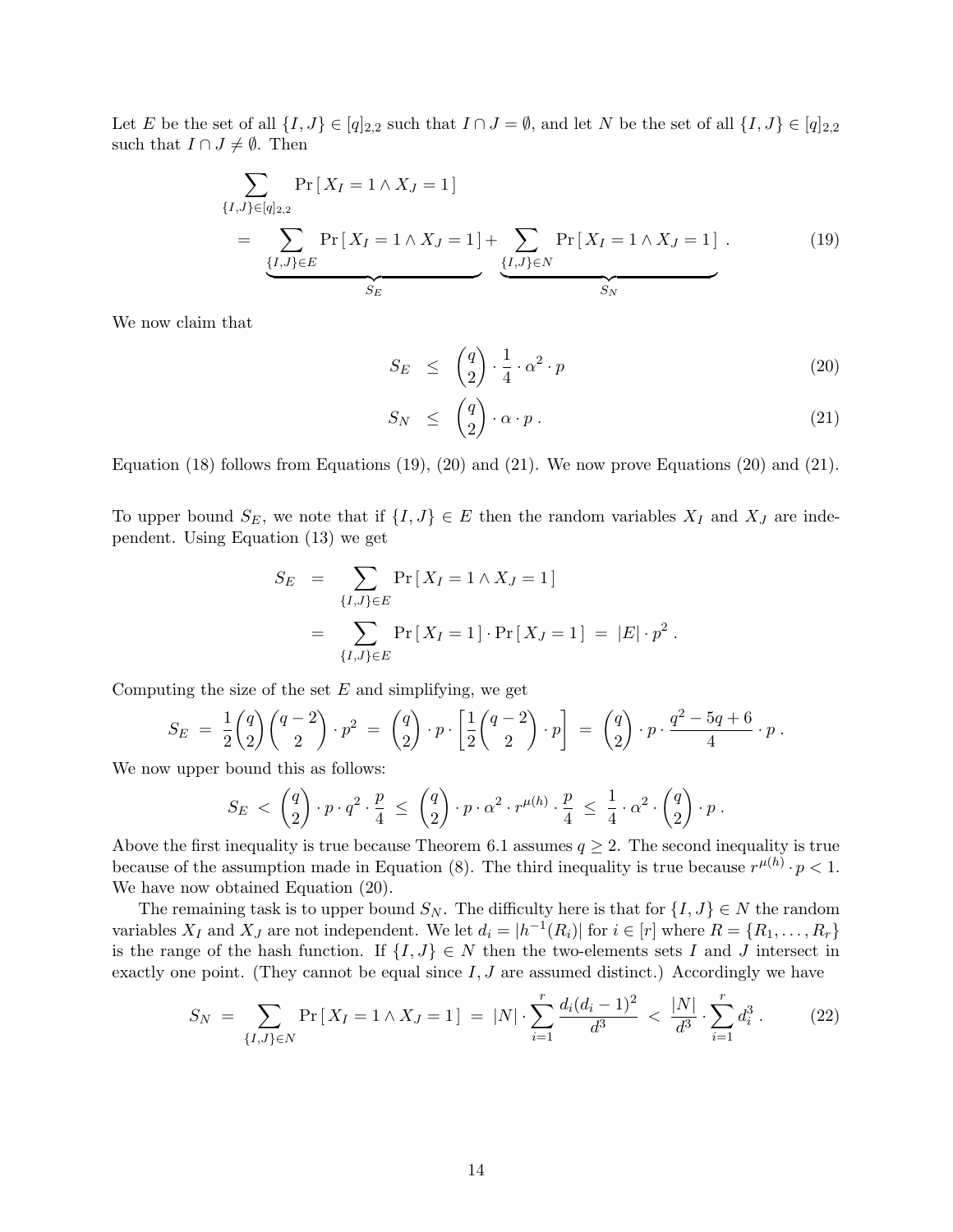Let $E$ be the set of all $\{I, J\} \in [q]_{2,2}$ such that $I \cap J = \emptyset$, and let $N$ be the set of all $\{I, J\} \in [q]_{2,2}$ such that $I \cap J \neq \emptyset$. Then

$$
\begin{aligned}
& \sum_{\{I,J\} \in [q]_{2,2}} \Pr[\, X_I = 1 \wedge X_J = 1 \,] \\
&= \underbrace{\sum_{\{I,J\} \in E} \Pr[\, X_I = 1 \wedge X_J = 1 \,]}_{S_E} + \underbrace{\sum_{\{I,J\} \in N} \Pr[\, X_I = 1 \wedge X_J = 1 \,]}_{S_N} . \qquad (19)
\end{aligned}
$$

We now claim that

$$
S_E \;\leq\; \binom{q}{2} \cdot \frac{1}{4} \cdot \alpha^2 \cdot p \qquad (20)
$$

$$
S_N \;\leq\; \binom{q}{2} \cdot \alpha \cdot p \, . \qquad (21)
$$

Equation (18) follows from Equations (19), (20) and (21). We now prove Equations (20) and (21).

To upper bound $S_E$, we note that if $\{I, J\} \in E$ then the random variables $X_I$ and $X_J$ are independent. Using Equation (13) we get

$$
\begin{aligned}
S_E &= \sum_{\{I,J\} \in E} \Pr[\, X_I = 1 \wedge X_J = 1 \,] \\
&= \sum_{\{I,J\} \in E} \Pr[\, X_I = 1 \,] \cdot \Pr[\, X_J = 1 \,] \;=\; |E| \cdot p^2 \, .
\end{aligned}
$$

Computing the size of the set $E$ and simplifying, we get

$$
S_E \;=\; \frac{1}{2}\binom{q}{2}\binom{q-2}{2} \cdot p^2 \;=\; \binom{q}{2} \cdot p \cdot \left[ \frac{1}{2}\binom{q-2}{2} \cdot p \right] \;=\; \binom{q}{2} \cdot p \cdot \frac{q^2 - 5q + 6}{4} \cdot p \, .
$$

We now upper bound this as follows:

$$
S_E \;<\; \binom{q}{2} \cdot p \cdot q^2 \cdot \frac{p}{4} \;\leq\; \binom{q}{2} \cdot p \cdot \alpha^2 \cdot r^{\mu(h)} \cdot \frac{p}{4} \;\leq\; \frac{1}{4} \cdot \alpha^2 \cdot \binom{q}{2} \cdot p \, .
$$

Above the first inequality is true because Theorem 6.1 assumes $q \geq 2$. The second inequality is true because of the assumption made in Equation (8). The third inequality is true because $r^{\mu(h)} \cdot p < 1$. We have now obtained Equation (20).

The remaining task is to upper bound $S_N$. The difficulty here is that for $\{I, J\} \in N$ the random variables $X_I$ and $X_J$ are not independent. We let $d_i = |h^{-1}(R_i)|$ for $i \in [r]$ where $R = \{R_1, \ldots, R_r\}$ is the range of the hash function. If $\{I, J\} \in N$ then the two-elements sets $I$ and $J$ intersect in exactly one point. (They cannot be equal since $I, J$ are assumed distinct.) Accordingly we have

$$
S_N \;=\; \sum_{\{I,J\} \in N} \Pr[\, X_I = 1 \wedge X_J = 1 \,] \;=\; |N| \cdot \sum_{i=1}^{r} \frac{d_i(d_i - 1)^2}{d^3} \;<\; \frac{|N|}{d^3} \cdot \sum_{i=1}^{r} d_i^3 \, . \qquad (22)
$$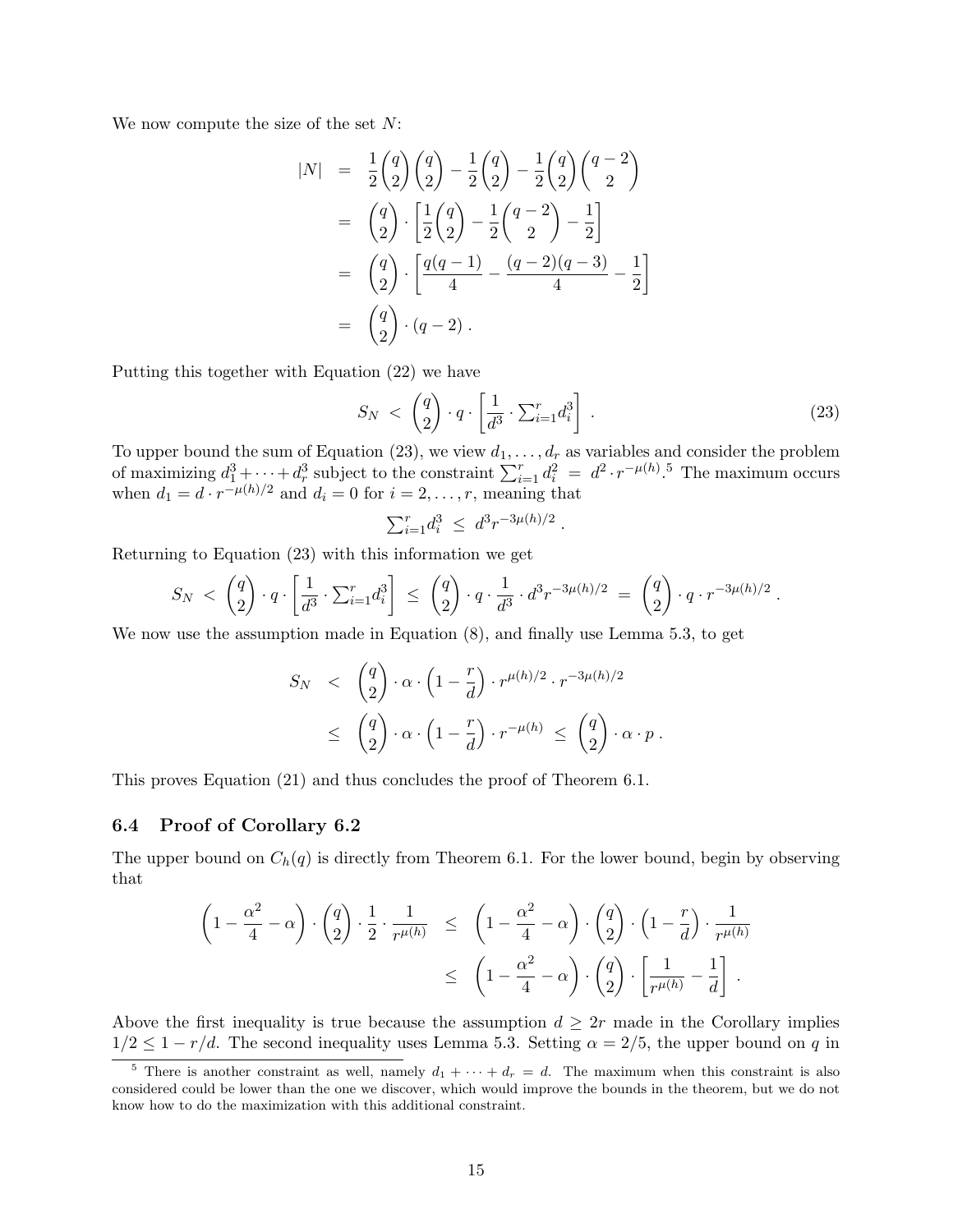We now compute the size of the set $N$:

$$
\begin{aligned}
|N| &= \frac{1}{2}\binom{q}{2}\binom{q}{2} - \frac{1}{2}\binom{q}{2} - \frac{1}{2}\binom{q}{2}\binom{q-2}{2} \\
&= \binom{q}{2} \cdot \left[\frac{1}{2}\binom{q}{2} - \frac{1}{2}\binom{q-2}{2} - \frac{1}{2}\right] \\
&= \binom{q}{2} \cdot \left[\frac{q(q-1)}{4} - \frac{(q-2)(q-3)}{4} - \frac{1}{2}\right] \\
&= \binom{q}{2} \cdot (q-2)\,.
\end{aligned}
$$

Putting this together with Equation (22) we have

$$
S_N \;<\; \binom{q}{2} \cdot q \cdot \left[\frac{1}{d^3} \cdot \textstyle\sum_{i=1}^{r} d_i^3\right]\,. \tag{23}
$$

To upper bound the sum of Equation (23), we view $d_1, \ldots, d_r$ as variables and consider the problem of maximizing $d_1^3 + \cdots + d_r^3$ subject to the constraint $\sum_{i=1}^{r} d_i^2 \;=\; d^2 \cdot r^{-\mu(h)}$.[5] The maximum occurs when $d_1 = d \cdot r^{-\mu(h)/2}$ and $d_i = 0$ for $i = 2, \ldots, r$, meaning that

$$
\textstyle\sum_{i=1}^{r} d_i^3 \;\le\; d^3 r^{-3\mu(h)/2}\,.
$$

Returning to Equation (23) with this information we get

$$
S_N \;<\; \binom{q}{2} \cdot q \cdot \left[\frac{1}{d^3} \cdot \textstyle\sum_{i=1}^{r} d_i^3\right] \;\le\; \binom{q}{2} \cdot q \cdot \frac{1}{d^3} \cdot d^3 r^{-3\mu(h)/2} \;=\; \binom{q}{2} \cdot q \cdot r^{-3\mu(h)/2}\,.
$$

We now use the assumption made in Equation (8), and finally use Lemma 5.3, to get

$$
\begin{aligned}
S_N &< \binom{q}{2} \cdot \alpha \cdot \left(1 - \frac{r}{d}\right) \cdot r^{\mu(h)/2} \cdot r^{-3\mu(h)/2} \\
&\le \binom{q}{2} \cdot \alpha \cdot \left(1 - \frac{r}{d}\right) \cdot r^{-\mu(h)} \;\le\; \binom{q}{2} \cdot \alpha \cdot p\,.
\end{aligned}
$$

This proves Equation (21) and thus concludes the proof of Theorem 6.1.

### 6.4 Proof of Corollary 6.2

The upper bound on $C_h(q)$ is directly from Theorem 6.1. For the lower bound, begin by observing that

$$
\begin{aligned}
\left(1 - \frac{\alpha^2}{4} - \alpha\right) \cdot \binom{q}{2} \cdot \frac{1}{2} \cdot \frac{1}{r^{\mu(h)}} &\le \left(1 - \frac{\alpha^2}{4} - \alpha\right) \cdot \binom{q}{2} \cdot \left(1 - \frac{r}{d}\right) \cdot \frac{1}{r^{\mu(h)}} \\
&\le \left(1 - \frac{\alpha^2}{4} - \alpha\right) \cdot \binom{q}{2} \cdot \left[\frac{1}{r^{\mu(h)}} - \frac{1}{d}\right]\,.
\end{aligned}
$$

Above the first inequality is true because the assumption $d \ge 2r$ made in the Corollary implies $1/2 \le 1 - r/d$. The second inequality uses Lemma 5.3. Setting $\alpha = 2/5$, the upper bound on $q$ in

[5] There is another constraint as well, namely $d_1 + \cdots + d_r = d$. The maximum when this constraint is also considered could be lower than the one we discover, which would improve the bounds in the theorem, but we do not know how to do the maximization with this additional constraint.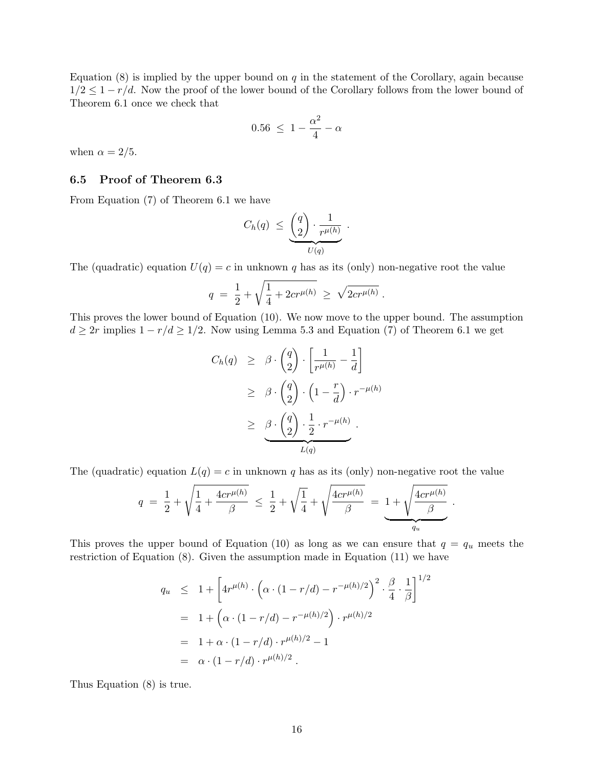Equation (8) is implied by the upper bound on $q$ in the statement of the Corollary, again because $1/2 \leq 1 - r/d$. Now the proof of the lower bound of the Corollary follows from the lower bound of Theorem 6.1 once we check that

$$0.56 \;\leq\; 1 - \frac{\alpha^2}{4} - \alpha$$

when $\alpha = 2/5$.

### 6.5 Proof of Theorem 6.3

From Equation (7) of Theorem 6.1 we have

$$C_h(q) \;\leq\; \underbrace{\binom{q}{2} \cdot \frac{1}{r^{\mu(h)}}}_{U(q)} \,.$$

The (quadratic) equation $U(q) = c$ in unknown $q$ has as its (only) non-negative root the value

$$q \;=\; \frac{1}{2} + \sqrt{\frac{1}{4} + 2cr^{\mu(h)}} \;\geq\; \sqrt{2cr^{\mu(h)}} \,.$$

This proves the lower bound of Equation (10). We now move to the upper bound. The assumption $d \geq 2r$ implies $1 - r/d \geq 1/2$. Now using Lemma 5.3 and Equation (7) of Theorem 6.1 we get

$$\begin{aligned}
C_h(q) &\geq \beta \cdot \binom{q}{2} \cdot \left[\frac{1}{r^{\mu(h)}} - \frac{1}{d}\right] \\
&\geq \beta \cdot \binom{q}{2} \cdot \left(1 - \frac{r}{d}\right) \cdot r^{-\mu(h)} \\
&\geq \underbrace{\beta \cdot \binom{q}{2} \cdot \frac{1}{2} \cdot r^{-\mu(h)}}_{L(q)} \,.
\end{aligned}$$

The (quadratic) equation $L(q) = c$ in unknown $q$ has as its (only) non-negative root the value

$$q \;=\; \frac{1}{2} + \sqrt{\frac{1}{4} + \frac{4cr^{\mu(h)}}{\beta}} \;\leq\; \frac{1}{2} + \sqrt{\frac{1}{4}} + \sqrt{\frac{4cr^{\mu(h)}}{\beta}} \;=\; \underbrace{1 + \sqrt{\frac{4cr^{\mu(h)}}{\beta}}}_{q_u} \,.$$

This proves the upper bound of Equation (10) as long as we can ensure that $q = q_u$ meets the restriction of Equation (8). Given the assumption made in Equation (11) we have

$$\begin{aligned}
q_u &\leq 1 + \left[4r^{\mu(h)} \cdot \left(\alpha \cdot (1 - r/d) - r^{-\mu(h)/2}\right)^2 \cdot \frac{\beta}{4} \cdot \frac{1}{\beta}\right]^{1/2} \\
&= 1 + \left(\alpha \cdot (1 - r/d) - r^{-\mu(h)/2}\right) \cdot r^{\mu(h)/2} \\
&= 1 + \alpha \cdot (1 - r/d) \cdot r^{\mu(h)/2} - 1 \\
&= \alpha \cdot (1 - r/d) \cdot r^{\mu(h)/2} \,.
\end{aligned}$$

Thus Equation (8) is true.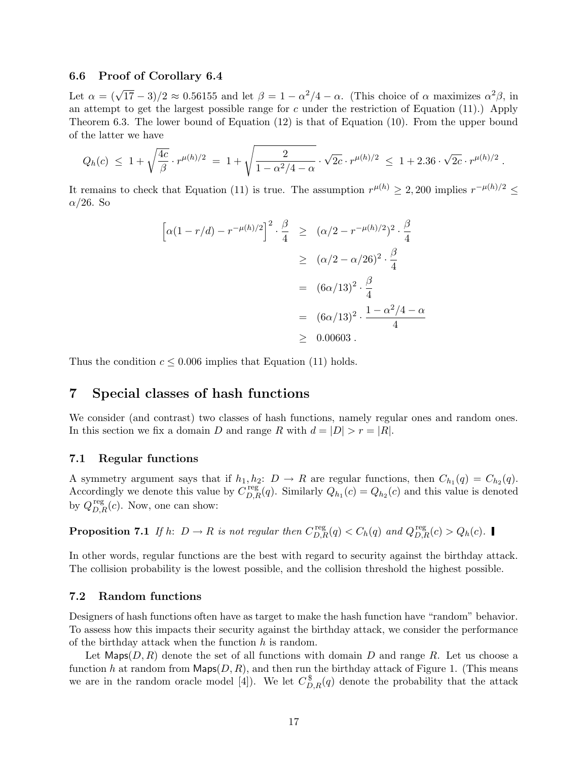### 6.6 Proof of Corollary 6.4

Let $\alpha = (\sqrt{17} - 3)/2 \approx 0.56155$ and let $\beta = 1 - \alpha^2/4 - \alpha$. (This choice of $\alpha$ maximizes $\alpha^2\beta$, in an attempt to get the largest possible range for $c$ under the restriction of Equation (11).) Apply Theorem 6.3. The lower bound of Equation (12) is that of Equation (10). From the upper bound of the latter we have

$$Q_h(c) \;\leq\; 1 + \sqrt{\frac{4c}{\beta}} \cdot r^{\mu(h)/2} \;=\; 1 + \sqrt{\frac{2}{1 - \alpha^2/4 - \alpha}} \cdot \sqrt{2c} \cdot r^{\mu(h)/2} \;\leq\; 1 + 2.36 \cdot \sqrt{2c} \cdot r^{\mu(h)/2} \,.$$

It remains to check that Equation (11) is true. The assumption $r^{\mu(h)} \geq 2,200$ implies $r^{-\mu(h)/2} \leq \alpha/26$. So

$$\begin{aligned}
\left[\alpha(1 - r/d) - r^{-\mu(h)/2}\right]^2 \cdot \frac{\beta}{4} \;&\geq\; (\alpha/2 - r^{-\mu(h)/2})^2 \cdot \frac{\beta}{4} \\
&\geq\; (\alpha/2 - \alpha/26)^2 \cdot \frac{\beta}{4} \\
&=\; (6\alpha/13)^2 \cdot \frac{\beta}{4} \\
&=\; (6\alpha/13)^2 \cdot \frac{1 - \alpha^2/4 - \alpha}{4} \\
&\geq\; 0.00603 \,.
\end{aligned}$$

Thus the condition $c \leq 0.006$ implies that Equation (11) holds.

## 7 Special classes of hash functions

We consider (and contrast) two classes of hash functions, namely regular ones and random ones. In this section we fix a domain $D$ and range $R$ with $d = |D| > r = |R|$.

### 7.1 Regular functions

A symmetry argument says that if $h_1, h_2\colon D \to R$ are regular functions, then $C_{h_1}(q) = C_{h_2}(q)$. Accordingly we denote this value by $C^{\mathrm{reg}}_{D,R}(q)$. Similarly $Q_{h_1}(c) = Q_{h_2}(c)$ and this value is denoted by $Q^{\mathrm{reg}}_{D,R}(c)$. Now, one can show:

**Proposition 7.1** *If $h\colon D \to R$ is not regular then $C^{\mathrm{reg}}_{D,R}(q) < C_h(q)$ and $Q^{\mathrm{reg}}_{D,R}(c) > Q_h(c)$.* ▮

In other words, regular functions are the best with regard to security against the birthday attack. The collision probability is the lowest possible, and the collision threshold the highest possible.

### 7.2 Random functions

Designers of hash functions often have as target to make the hash function have "random" behavior. To assess how this impacts their security against the birthday attack, we consider the performance of the birthday attack when the function $h$ is random.

Let $\mathsf{Maps}(D, R)$ denote the set of all functions with domain $D$ and range $R$. Let us choose a function $h$ at random from $\mathsf{Maps}(D, R)$, and then run the birthday attack of Figure 1. (This means we are in the random oracle model [4]). We let $C^{\$}_{D,R}(q)$ denote the probability that the attack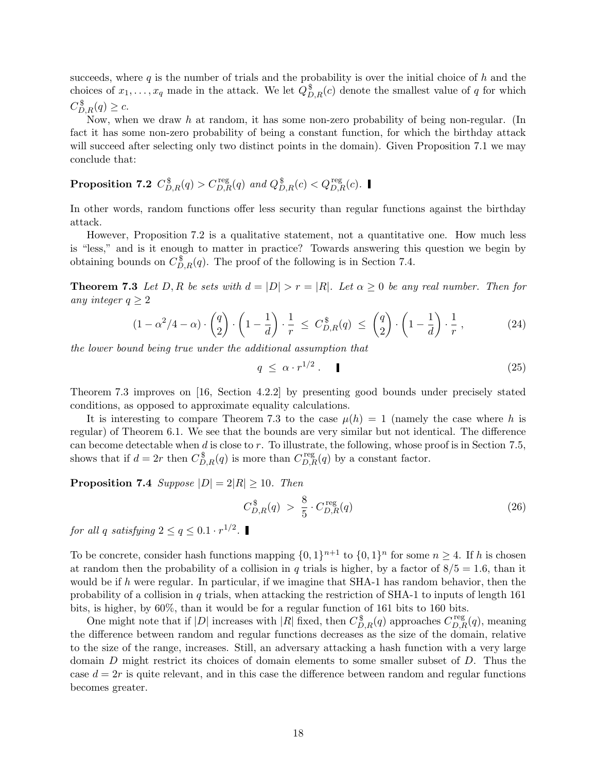succeeds, where $q$ is the number of trials and the probability is over the initial choice of $h$ and the choices of $x_1, \ldots, x_q$ made in the attack. We let $Q^{\$}_{D,R}(c)$ denote the smallest value of $q$ for which $C^{\$}_{D,R}(q) \geq c$.

Now, when we draw $h$ at random, it has some non-zero probability of being non-regular. (In fact it has some non-zero probability of being a constant function, for which the birthday attack will succeed after selecting only two distinct points in the domain). Given Proposition 7.1 we may conclude that:

**Proposition 7.2** *$C^{\$}_{D,R}(q) > C^{\text{reg}}_{D,R}(q)$ and $Q^{\$}_{D,R}(c) < Q^{\text{reg}}_{D,R}(c)$.* ▮

In other words, random functions offer less security than regular functions against the birthday attack.

However, Proposition 7.2 is a qualitative statement, not a quantitative one. How much less is "less," and is it enough to matter in practice? Towards answering this question we begin by obtaining bounds on $C^{\$}_{D,R}(q)$. The proof of the following is in Section 7.4.

**Theorem 7.3** *Let $D, R$ be sets with $d = |D| > r = |R|$. Let $\alpha \geq 0$ be any real number. Then for any integer $q \geq 2$*

$$(1 - \alpha^2/4 - \alpha) \cdot \binom{q}{2} \cdot \left(1 - \frac{1}{d}\right) \cdot \frac{1}{r} \;\leq\; C^{\$}_{D,R}(q) \;\leq\; \binom{q}{2} \cdot \left(1 - \frac{1}{d}\right) \cdot \frac{1}{r}\,, \tag{24}$$

*the lower bound being true under the additional assumption that*

$$q \;\leq\; \alpha \cdot r^{1/2}\,. \tag{25}$$ ▮

Theorem 7.3 improves on [16, Section 4.2.2] by presenting good bounds under precisely stated conditions, as opposed to approximate equality calculations.

It is interesting to compare Theorem 7.3 to the case $\mu(h) = 1$ (namely the case where $h$ is regular) of Theorem 6.1. We see that the bounds are very similar but not identical. The difference can become detectable when $d$ is close to $r$. To illustrate, the following, whose proof is in Section 7.5, shows that if $d = 2r$ then $C^{\$}_{D,R}(q)$ is more than $C^{\text{reg}}_{D,R}(q)$ by a constant factor.

**Proposition 7.4** *Suppose $|D| = 2|R| \geq 10$. Then*

$$C^{\$}_{D,R}(q) \;>\; \frac{8}{5} \cdot C^{\text{reg}}_{D,R}(q) \tag{26}$$

*for all $q$ satisfying $2 \leq q \leq 0.1 \cdot r^{1/2}$.* ▮

To be concrete, consider hash functions mapping $\{0,1\}^{n+1}$ to $\{0,1\}^n$ for some $n \geq 4$. If $h$ is chosen at random then the probability of a collision in $q$ trials is higher, by a factor of $8/5 = 1.6$, than it would be if $h$ were regular. In particular, if we imagine that SHA-1 has random behavior, then the probability of a collision in $q$ trials, when attacking the restriction of SHA-1 to inputs of length 161 bits, is higher, by 60%, than it would be for a regular function of 161 bits to 160 bits.

One might note that if $|D|$ increases with $|R|$ fixed, then $C^{\$}_{D,R}(q)$ approaches $C^{\text{reg}}_{D,R}(q)$, meaning the difference between random and regular functions decreases as the size of the domain, relative to the size of the range, increases. Still, an adversary attacking a hash function with a very large domain $D$ might restrict its choices of domain elements to some smaller subset of $D$. Thus the case $d = 2r$ is quite relevant, and in this case the difference between random and regular functions becomes greater.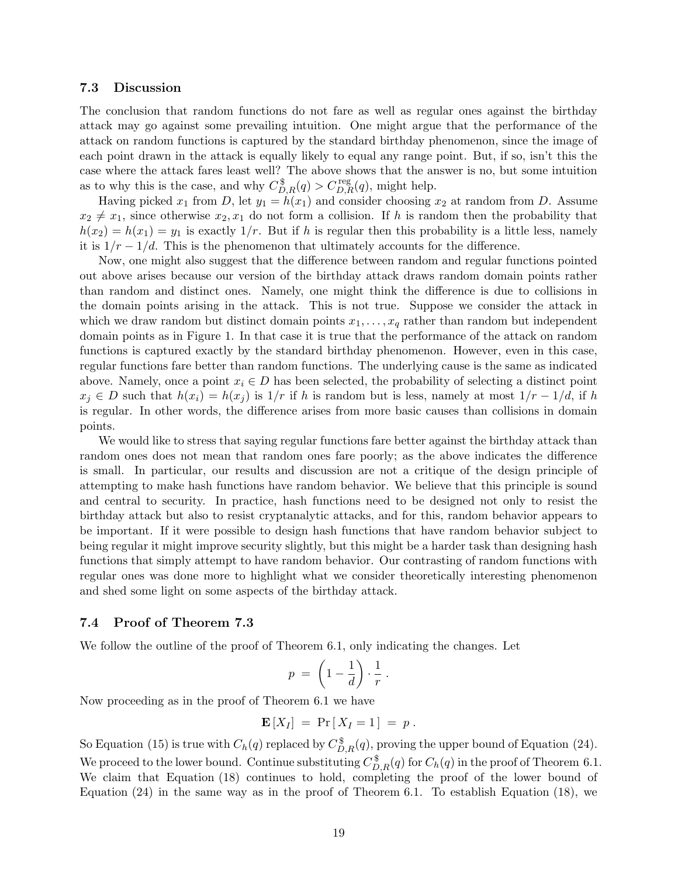### 7.3 Discussion

The conclusion that random functions do not fare as well as regular ones against the birthday attack may go against some prevailing intuition. One might argue that the performance of the attack on random functions is captured by the standard birthday phenomenon, since the image of each point drawn in the attack is equally likely to equal any range point. But, if so, isn't this the case where the attack fares least well? The above shows that the answer is no, but some intuition as to why this is the case, and why $C^{\$}_{D,R}(q) > C^{\rm reg}_{D,R}(q)$, might help.

Having picked $x_1$ from $D$, let $y_1 = h(x_1)$ and consider choosing $x_2$ at random from $D$. Assume $x_2 \neq x_1$, since otherwise $x_2, x_1$ do not form a collision. If $h$ is random then the probability that $h(x_2) = h(x_1) = y_1$ is exactly $1/r$. But if $h$ is regular then this probability is a little less, namely it is $1/r - 1/d$. This is the phenomenon that ultimately accounts for the difference.

Now, one might also suggest that the difference between random and regular functions pointed out above arises because our version of the birthday attack draws random domain points rather than random and distinct ones. Namely, one might think the difference is due to collisions in the domain points arising in the attack. This is not true. Suppose we consider the attack in which we draw random but distinct domain points $x_1, \ldots, x_q$ rather than random but independent domain points as in Figure 1. In that case it is true that the performance of the attack on random functions is captured exactly by the standard birthday phenomenon. However, even in this case, regular functions fare better than random functions. The underlying cause is the same as indicated above. Namely, once a point $x_i \in D$ has been selected, the probability of selecting a distinct point $x_j \in D$ such that $h(x_i) = h(x_j)$ is $1/r$ if $h$ is random but is less, namely at most $1/r - 1/d$, if $h$ is regular. In other words, the difference arises from more basic causes than collisions in domain points.

We would like to stress that saying regular functions fare better against the birthday attack than random ones does not mean that random ones fare poorly; as the above indicates the difference is small. In particular, our results and discussion are not a critique of the design principle of attempting to make hash functions have random behavior. We believe that this principle is sound and central to security. In practice, hash functions need to be designed not only to resist the birthday attack but also to resist cryptanalytic attacks, and for this, random behavior appears to be important. If it were possible to design hash functions that have random behavior subject to being regular it might improve security slightly, but this might be a harder task than designing hash functions that simply attempt to have random behavior. Our contrasting of random functions with regular ones was done more to highlight what we consider theoretically interesting phenomenon and shed some light on some aspects of the birthday attack.

### 7.4 Proof of Theorem 7.3

We follow the outline of the proof of Theorem 6.1, only indicating the changes. Let

$$p \;=\; \left(1 - \frac{1}{d}\right) \cdot \frac{1}{r} \; .$$

Now proceeding as in the proof of Theorem 6.1 we have

$$\mathbf{E}\left[X_I\right] \;=\; \Pr\left[\, X_I = 1 \,\right] \;=\; p \; .$$

So Equation (15) is true with $C_h(q)$ replaced by $C^{\$}_{D,R}(q)$, proving the upper bound of Equation (24). We proceed to the lower bound. Continue substituting $C^{\$}_{D,R}(q)$ for $C_h(q)$ in the proof of Theorem 6.1. We claim that Equation (18) continues to hold, completing the proof of the lower bound of Equation (24) in the same way as in the proof of Theorem 6.1. To establish Equation (18), we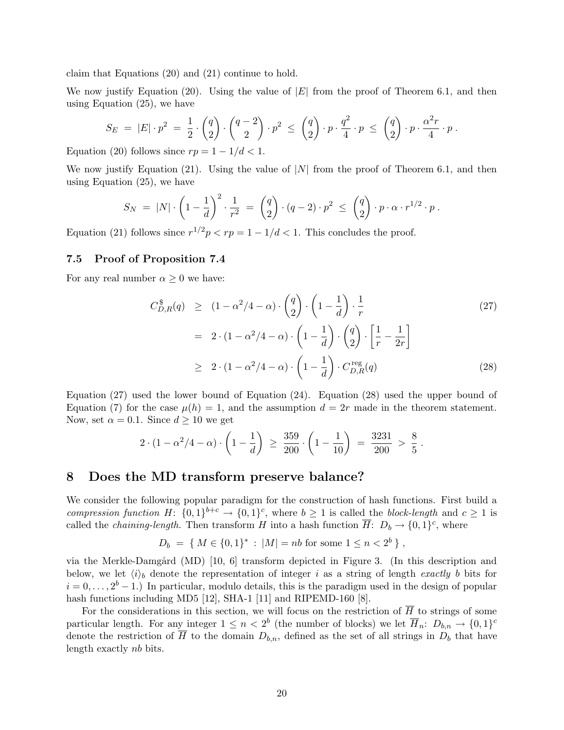claim that Equations (20) and (21) continue to hold.

We now justify Equation (20). Using the value of $|E|$ from the proof of Theorem 6.1, and then using Equation (25), we have

$$S_E \;=\; |E| \cdot p^2 \;=\; \frac{1}{2} \cdot \binom{q}{2} \cdot \binom{q-2}{2} \cdot p^2 \;\leq\; \binom{q}{2} \cdot p \cdot \frac{q^2}{4} \cdot p \;\leq\; \binom{q}{2} \cdot p \cdot \frac{\alpha^2 r}{4} \cdot p \,.$$

Equation (20) follows since $rp = 1 - 1/d < 1$.

We now justify Equation (21). Using the value of $|N|$ from the proof of Theorem 6.1, and then using Equation (25), we have

$$S_N \;=\; |N| \cdot \left(1 - \frac{1}{d}\right)^2 \cdot \frac{1}{r^2} \;=\; \binom{q}{2} \cdot (q-2) \cdot p^2 \;\leq\; \binom{q}{2} \cdot p \cdot \alpha \cdot r^{1/2} \cdot p \,.$$

Equation (21) follows since $r^{1/2}p < rp = 1 - 1/d < 1$. This concludes the proof.

### 7.5 Proof of Proposition 7.4

For any real number $\alpha \geq 0$ we have:

$$
\begin{aligned}
C^{\$}_{D,R}(q) \;&\geq\; (1 - \alpha^2/4 - \alpha) \cdot \binom{q}{2} \cdot \left(1 - \frac{1}{d}\right) \cdot \frac{1}{r} && (27)\\
&=\; 2 \cdot (1 - \alpha^2/4 - \alpha) \cdot \left(1 - \frac{1}{d}\right) \cdot \binom{q}{2} \cdot \left[\frac{1}{r} - \frac{1}{2r}\right] \\
&\geq\; 2 \cdot (1 - \alpha^2/4 - \alpha) \cdot \left(1 - \frac{1}{d}\right) \cdot C^{\mathrm{reg}}_{D,R}(q) && (28)
\end{aligned}
$$

Equation (27) used the lower bound of Equation (24). Equation (28) used the upper bound of Equation (7) for the case $\mu(h) = 1$, and the assumption $d = 2r$ made in the theorem statement. Now, set $\alpha = 0.1$. Since $d \geq 10$ we get

$$2 \cdot (1 - \alpha^2/4 - \alpha) \cdot \left(1 - \frac{1}{d}\right) \;\geq\; \frac{359}{200} \cdot \left(1 - \frac{1}{10}\right) \;=\; \frac{3231}{200} \;>\; \frac{8}{5} \,.$$

## 8 Does the MD transform preserve balance?

We consider the following popular paradigm for the construction of hash functions. First build a *compression function* $H\colon \{0,1\}^{b+c} \to \{0,1\}^c$, where $b \geq 1$ is called the *block-length* and $c \geq 1$ is called the *chaining-length*. Then transform $H$ into a hash function $\overline{H}\colon D_b \to \{0,1\}^c$, where

$$D_b \;=\; \{\, M \in \{0,1\}^* \;:\; |M| = nb \text{ for some } 1 \leq n < 2^b \,\} \,,$$

via the Merkle-Damgård (MD) [10, 6] transform depicted in Figure 3. (In this description and below, we let $\langle i \rangle_b$ denote the representation of integer $i$ as a string of length *exactly* $b$ bits for $i = 0, \ldots, 2^b - 1$.) In particular, modulo details, this is the paradigm used in the design of popular hash functions including MD5 [12], SHA-1 [11] and RIPEMD-160 [8].

For the considerations in this section, we will focus on the restriction of $\overline{H}$ to strings of some particular length. For any integer $1 \leq n < 2^b$ (the number of blocks) we let $\overline{H}_n\colon D_{b,n} \to \{0,1\}^c$ denote the restriction of $\overline{H}$ to the domain $D_{b,n}$, defined as the set of all strings in $D_b$ that have length exactly $nb$ bits.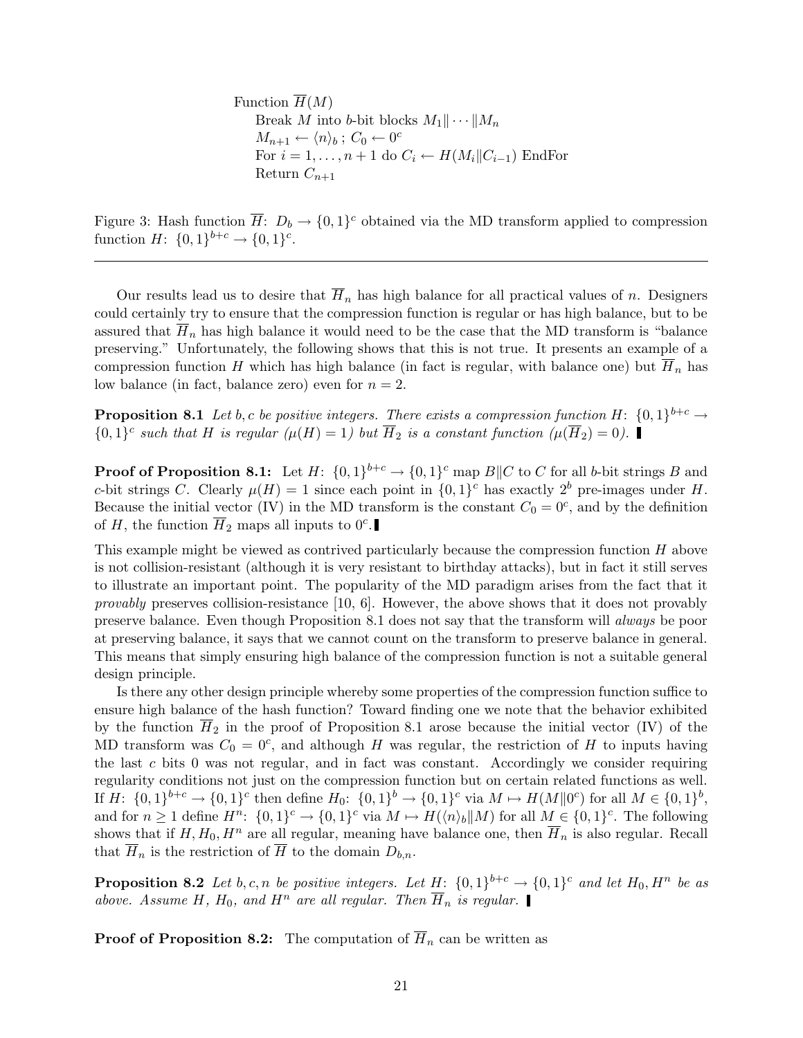```
Function $\overline{H}(M)$
    Break $M$ into $b$-bit blocks $M_1\|\cdots\|M_n$
    $M_{n+1} \leftarrow \langle n\rangle_b$ ; $C_0 \leftarrow 0^c$
    For $i = 1,\ldots,n+1$ do $C_i \leftarrow H(M_i\|C_{i-1})$ EndFor
    Return $C_{n+1}$
```

Figure 3: Hash function $\overline{H}\colon D_b \to \{0,1\}^c$ obtained via the MD transform applied to compression function $H\colon \{0,1\}^{b+c} \to \{0,1\}^c$.

---

Our results lead us to desire that $\overline{H}_n$ has high balance for all practical values of $n$. Designers could certainly try to ensure that the compression function is regular or has high balance, but to be assured that $\overline{H}_n$ has high balance it would need to be the case that the MD transform is "balance preserving." Unfortunately, the following shows that this is not true. It presents an example of a compression function $H$ which has high balance (in fact is regular, with balance one) but $\overline{H}_n$ has low balance (in fact, balance zero) even for $n = 2$.

**Proposition 8.1** *Let $b, c$ be positive integers. There exists a compression function $H\colon \{0,1\}^{b+c} \to \{0,1\}^c$ such that $H$ is regular ($\mu(H) = 1$) but $\overline{H}_2$ is a constant function ($\mu(\overline{H}_2) = 0$).* ▮

**Proof of Proposition 8.1:** Let $H\colon \{0,1\}^{b+c} \to \{0,1\}^c$ map $B\|C$ to $C$ for all $b$-bit strings $B$ and $c$-bit strings $C$. Clearly $\mu(H) = 1$ since each point in $\{0,1\}^c$ has exactly $2^b$ pre-images under $H$. Because the initial vector (IV) in the MD transform is the constant $C_0 = 0^c$, and by the definition of $H$, the function $\overline{H}_2$ maps all inputs to $0^c$. ▮

This example might be viewed as contrived particularly because the compression function $H$ above is not collision-resistant (although it is very resistant to birthday attacks), but in fact it still serves to illustrate an important point. The popularity of the MD paradigm arises from the fact that it *provably* preserves collision-resistance [10, 6]. However, the above shows that it does not provably preserve balance. Even though Proposition 8.1 does not say that the transform will *always* be poor at preserving balance, it says that we cannot count on the transform to preserve balance in general. This means that simply ensuring high balance of the compression function is not a suitable general design principle.

Is there any other design principle whereby some properties of the compression function suffice to ensure high balance of the hash function? Toward finding one we note that the behavior exhibited by the function $\overline{H}_2$ in the proof of Proposition 8.1 arose because the initial vector (IV) of the MD transform was $C_0 = 0^c$, and although $H$ was regular, the restriction of $H$ to inputs having the last $c$ bits 0 was not regular, and in fact was constant. Accordingly we consider requiring regularity conditions not just on the compression function but on certain related functions as well. If $H\colon \{0,1\}^{b+c} \to \{0,1\}^c$ then define $H_0\colon \{0,1\}^b \to \{0,1\}^c$ via $M \mapsto H(M\|0^c)$ for all $M \in \{0,1\}^b$, and for $n \geq 1$ define $H^n\colon \{0,1\}^c \to \{0,1\}^c$ via $M \mapsto H(\langle n\rangle_b\|M)$ for all $M \in \{0,1\}^c$. The following shows that if $H, H_0, H^n$ are all regular, meaning have balance one, then $\overline{H}_n$ is also regular. Recall that $\overline{H}_n$ is the restriction of $\overline{H}$ to the domain $D_{b,n}$.

**Proposition 8.2** *Let $b, c, n$ be positive integers. Let $H\colon \{0,1\}^{b+c} \to \{0,1\}^c$ and let $H_0, H^n$ be as above. Assume $H$, $H_0$, and $H^n$ are all regular. Then $\overline{H}_n$ is regular.* ▮

**Proof of Proposition 8.2:** The computation of $\overline{H}_n$ can be written as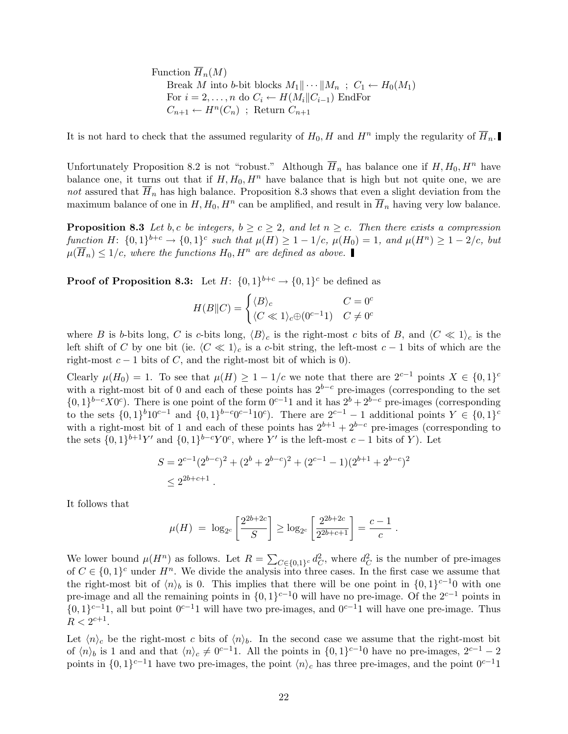Function $\overline{H}_n(M)$

Break $M$ into $b$-bit blocks $M_1 \| \cdots \| M_n$ ; $C_1 \leftarrow H_0(M_1)$

For $i = 2, \ldots, n$ do $C_i \leftarrow H(M_i \| C_{i-1})$ EndFor

$C_{n+1} \leftarrow H^n(C_n)$ ; Return $C_{n+1}$

It is not hard to check that the assumed regularity of $H_0, H$ and $H^n$ imply the regularity of $\overline{H}_n$. ▮

Unfortunately Proposition 8.2 is not "robust." Although $\overline{H}_n$ has balance one if $H, H_0, H^n$ have balance one, it turns out that if $H, H_0, H^n$ have balance that is high but not quite one, we are *not* assured that $\overline{H}_n$ has high balance. Proposition 8.3 shows that even a slight deviation from the maximum balance of one in $H, H_0, H^n$ can be amplified, and result in $\overline{H}_n$ having very low balance.

**Proposition 8.3** *Let $b, c$ be integers, $b \geq c \geq 2$, and let $n \geq c$. Then there exists a compression function $H$: $\{0,1\}^{b+c} \to \{0,1\}^c$ such that $\mu(H) \geq 1 - 1/c$, $\mu(H_0) = 1$, and $\mu(H^n) \geq 1 - 2/c$, but $\mu(\overline{H}_n) \leq 1/c$, where the functions $H_0, H^n$ are defined as above.* ▮

**Proof of Proposition 8.3:** Let $H$: $\{0,1\}^{b+c} \to \{0,1\}^c$ be defined as

$$H(B\|C) = \begin{cases} \langle B \rangle_c & C = 0^c \\ \langle C \ll 1 \rangle_c \oplus (0^{c-1}1) & C \neq 0^c \end{cases}$$

where $B$ is $b$-bits long, $C$ is $c$-bits long, $\langle B \rangle_c$ is the right-most $c$ bits of $B$, and $\langle C \ll 1 \rangle_c$ is the left shift of $C$ by one bit (ie. $\langle C \ll 1 \rangle_c$ is a $c$-bit string, the left-most $c-1$ bits of which are the right-most $c-1$ bits of $C$, and the right-most bit of which is 0).

Clearly $\mu(H_0) = 1$. To see that $\mu(H) \geq 1 - 1/c$ we note that there are $2^{c-1}$ points $X \in \{0,1\}^c$ with a right-most bit of 0 and each of these points has $2^{b-c}$ pre-images (corresponding to the set $\{0,1\}^{b-c}X0^c$). There is one point of the form $0^{c-1}1$ and it has $2^b + 2^{b-c}$ pre-images (corresponding to the sets $\{0,1\}^b 10^{c-1}$ and $\{0,1\}^{b-c}0^{c-1}10^c$). There are $2^{c-1} - 1$ additional points $Y \in \{0,1\}^c$ with a right-most bit of 1 and each of these points has $2^{b+1} + 2^{b-c}$ pre-images (corresponding to the sets $\{0,1\}^{b+1}Y'$ and $\{0,1\}^{b-c}Y0^c$, where $Y'$ is the left-most $c-1$ bits of $Y$). Let

$$\begin{aligned} S &= 2^{c-1}(2^{b-c})^2 + (2^b + 2^{b-c})^2 + (2^{c-1} - 1)(2^{b+1} + 2^{b-c})^2 \\ &\leq 2^{2b+c+1} . \end{aligned}$$

It follows that

$$\mu(H) \;=\; \log_{2^c}\left[\frac{2^{2b+2c}}{S}\right] \geq \log_{2^c}\left[\frac{2^{2b+2c}}{2^{2b+c+1}}\right] = \frac{c-1}{c} .$$

We lower bound $\mu(H^n)$ as follows. Let $R = \sum_{C \in \{0,1\}^c} d_C^2$, where $d_C^2$ is the number of pre-images of $C \in \{0,1\}^c$ under $H^n$. We divide the analysis into three cases. In the first case we assume that the right-most bit of $\langle n \rangle_b$ is 0. This implies that there will be one point in $\{0,1\}^{c-1}0$ with one pre-image and all the remaining points in $\{0,1\}^{c-1}0$ will have no pre-image. Of the $2^{c-1}$ points in $\{0,1\}^{c-1}1$, all but point $0^{c-1}1$ will have two pre-images, and $0^{c-1}1$ will have one pre-image. Thus $R < 2^{c+1}$.

Let $\langle n \rangle_c$ be the right-most $c$ bits of $\langle n \rangle_b$. In the second case we assume that the right-most bit of $\langle n \rangle_b$ is 1 and and that $\langle n \rangle_c \neq 0^{c-1}1$. All the points in $\{0,1\}^{c-1}0$ have no pre-images, $2^{c-1} - 2$ points in $\{0,1\}^{c-1}1$ have two pre-images, the point $\langle n \rangle_c$ has three pre-images, and the point $0^{c-1}1$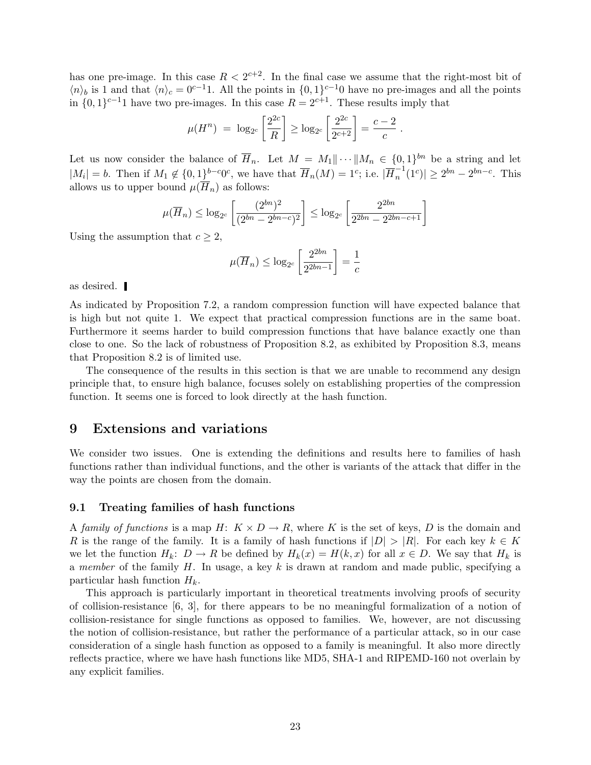has one pre-image. In this case $R < 2^{c+2}$. In the final case we assume that the right-most bit of $\langle n \rangle_b$ is 1 and that $\langle n \rangle_c = 0^{c-1}1$. All the points in $\{0,1\}^{c-1}0$ have no pre-images and all the points in $\{0,1\}^{c-1}1$ have two pre-images. In this case $R = 2^{c+1}$. These results imply that

$$\mu(H^n) \;=\; \log_{2^c}\left[\frac{2^{2c}}{R}\right] \geq \log_{2^c}\left[\frac{2^{2c}}{2^{c+2}}\right] = \frac{c-2}{c}\;.$$

Let us now consider the balance of $\overline{H}_n$. Let $M = M_1\|\cdots\|M_n \in \{0,1\}^{bn}$ be a string and let $|M_i| = b$. Then if $M_1 \notin \{0,1\}^{b-c}0^c$, we have that $\overline{H}_n(M) = 1^c$; i.e. $|\overline{H}_n^{-1}(1^c)| \geq 2^{bn} - 2^{bn-c}$. This allows us to upper bound $\mu(\overline{H}_n)$ as follows:

$$\mu(\overline{H}_n) \leq \log_{2^c}\left[\frac{(2^{bn})^2}{(2^{bn}-2^{bn-c})^2}\right] \leq \log_{2^c}\left[\frac{2^{2bn}}{2^{2bn}-2^{2bn-c+1}}\right]$$

Using the assumption that $c \geq 2$,

$$\mu(\overline{H}_n) \leq \log_{2^c}\left[\frac{2^{2bn}}{2^{2bn-1}}\right] = \frac{1}{c}$$

as desired. ∎

As indicated by Proposition 7.2, a random compression function will have expected balance that is high but not quite 1. We expect that practical compression functions are in the same boat. Furthermore it seems harder to build compression functions that have balance exactly one than close to one. So the lack of robustness of Proposition 8.2, as exhibited by Proposition 8.3, means that Proposition 8.2 is of limited use.

The consequence of the results in this section is that we are unable to recommend any design principle that, to ensure high balance, focuses solely on establishing properties of the compression function. It seems one is forced to look directly at the hash function.

## 9 Extensions and variations

We consider two issues. One is extending the definitions and results here to families of hash functions rather than individual functions, and the other is variants of the attack that differ in the way the points are chosen from the domain.

### 9.1 Treating families of hash functions

A *family of functions* is a map $H\colon\ K \times D \to R$, where $K$ is the set of keys, $D$ is the domain and $R$ is the range of the family. It is a family of hash functions if $|D| > |R|$. For each key $k \in K$ we let the function $H_k\colon\ D \to R$ be defined by $H_k(x) = H(k, x)$ for all $x \in D$. We say that $H_k$ is a *member* of the family $H$. In usage, a key $k$ is drawn at random and made public, specifying a particular hash function $H_k$.

This approach is particularly important in theoretical treatments involving proofs of security of collision-resistance [6, 3], for there appears to be no meaningful formalization of a notion of collision-resistance for single functions as opposed to families. We, however, are not discussing the notion of collision-resistance, but rather the performance of a particular attack, so in our case consideration of a single hash function as opposed to a family is meaningful. It also more directly reflects practice, where we have hash functions like MD5, SHA-1 and RIPEMD-160 not overlain by any explicit families.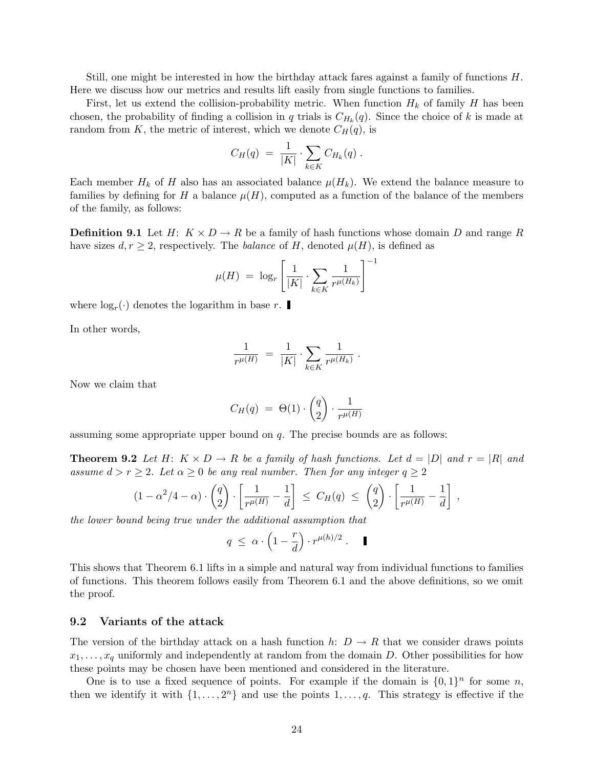Still, one might be interested in how the birthday attack fares against a family of functions $H$. Here we discuss how our metrics and results lift easily from single functions to families.

First, let us extend the collision-probability metric. When function $H_k$ of family $H$ has been chosen, the probability of finding a collision in $q$ trials is $C_{H_k}(q)$. Since the choice of $k$ is made at random from $K$, the metric of interest, which we denote $C_H(q)$, is

$$C_H(q) \;=\; \frac{1}{|K|} \cdot \sum_{k \in K} C_{H_k}(q)\,.$$

Each member $H_k$ of $H$ also has an associated balance $\mu(H_k)$. We extend the balance measure to families by defining for $H$ a balance $\mu(H)$, computed as a function of the balance of the members of the family, as follows:

**Definition 9.1** Let $H\colon\, K \times D \to R$ be a family of hash functions whose domain $D$ and range $R$ have sizes $d, r \geq 2$, respectively. The *balance* of $H$, denoted $\mu(H)$, is defined as

$$\mu(H) \;=\; \log_r \left[ \frac{1}{|K|} \cdot \sum_{k \in K} \frac{1}{r^{\mu(H_k)}} \right]^{-1}$$

where $\log_r(\cdot)$ denotes the logarithm in base $r$. ▮

In other words,

$$\frac{1}{r^{\mu(H)}} \;=\; \frac{1}{|K|} \cdot \sum_{k \in K} \frac{1}{r^{\mu(H_k)}}\,.$$

Now we claim that

$$C_H(q) \;=\; \Theta(1) \cdot \binom{q}{2} \cdot \frac{1}{r^{\mu(H)}}$$

assuming some appropriate upper bound on $q$. The precise bounds are as follows:

**Theorem 9.2** *Let $H\colon\, K \times D \to R$ be a family of hash functions. Let $d = |D|$ and $r = |R|$ and assume $d > r \geq 2$. Let $\alpha \geq 0$ be any real number. Then for any integer $q \geq 2$*

$$(1 - \alpha^2/4 - \alpha) \cdot \binom{q}{2} \cdot \left[ \frac{1}{r^{\mu(H)}} - \frac{1}{d} \right] \;\leq\; C_H(q) \;\leq\; \binom{q}{2} \cdot \left[ \frac{1}{r^{\mu(H)}} - \frac{1}{d} \right]\,,$$

*the lower bound being true under the additional assumption that*

$$q \;\leq\; \alpha \cdot \left(1 - \frac{r}{d}\right) \cdot r^{\mu(h)/2}\,. \quad ▮$$

This shows that Theorem 6.1 lifts in a simple and natural way from individual functions to families of functions. This theorem follows easily from Theorem 6.1 and the above definitions, so we omit the proof.

## 9.2 Variants of the attack

The version of the birthday attack on a hash function $h\colon\, D \to R$ that we consider draws points $x_1, \ldots, x_q$ uniformly and independently at random from the domain $D$. Other possibilities for how these points may be chosen have been mentioned and considered in the literature.

One is to use a fixed sequence of points. For example if the domain is $\{0,1\}^n$ for some $n$, then we identify it with $\{1, \ldots, 2^n\}$ and use the points $1, \ldots, q$. This strategy is effective if the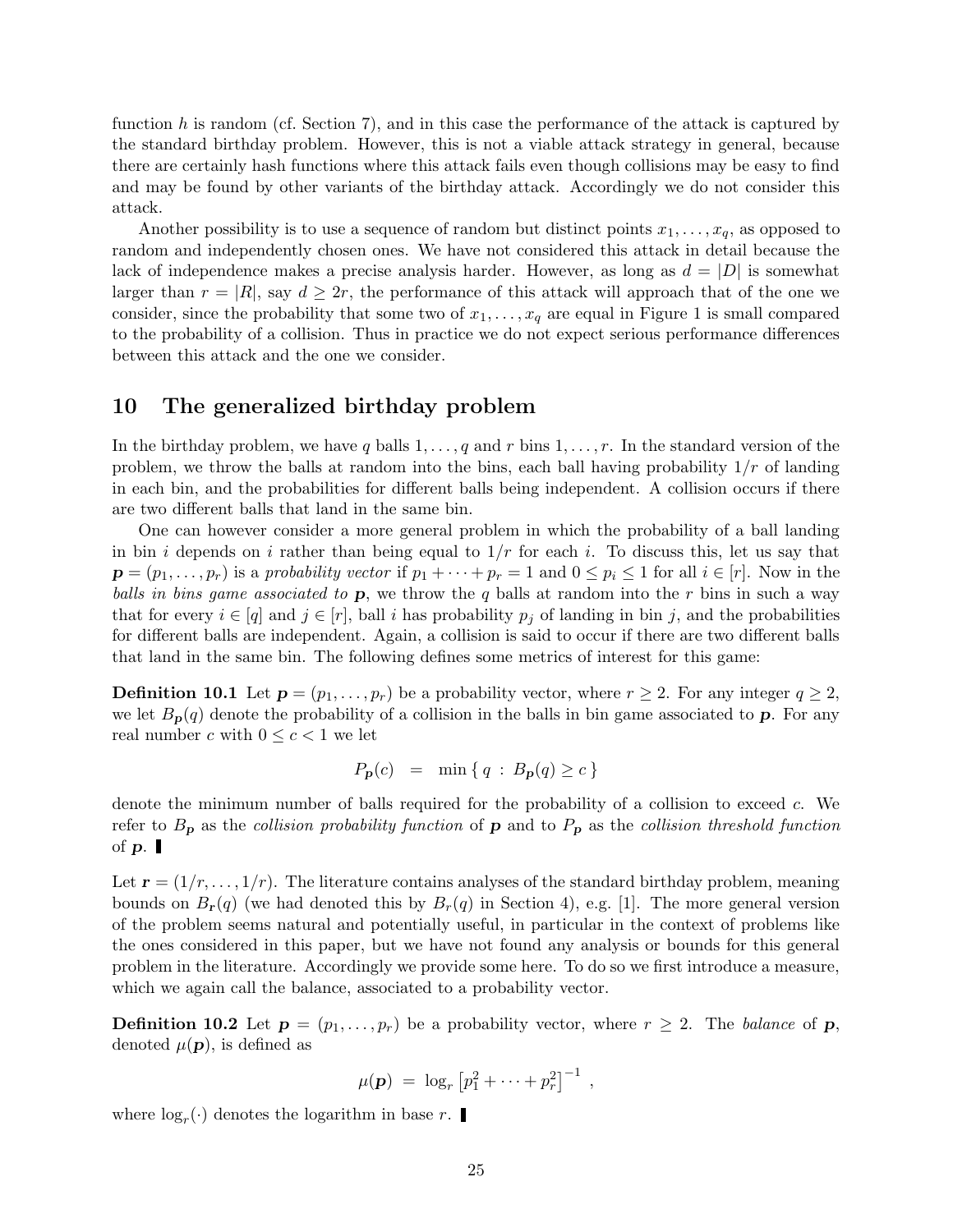function $h$ is random (cf. Section 7), and in this case the performance of the attack is captured by the standard birthday problem. However, this is not a viable attack strategy in general, because there are certainly hash functions where this attack fails even though collisions may be easy to find and may be found by other variants of the birthday attack. Accordingly we do not consider this attack.

Another possibility is to use a sequence of random but distinct points $x_1, \ldots, x_q$, as opposed to random and independently chosen ones. We have not considered this attack in detail because the lack of independence makes a precise analysis harder. However, as long as $d = |D|$ is somewhat larger than $r = |R|$, say $d \geq 2r$, the performance of this attack will approach that of the one we consider, since the probability that some two of $x_1, \ldots, x_q$ are equal in Figure 1 is small compared to the probability of a collision. Thus in practice we do not expect serious performance differences between this attack and the one we consider.

## 10 The generalized birthday problem

In the birthday problem, we have $q$ balls $1, \ldots, q$ and $r$ bins $1, \ldots, r$. In the standard version of the problem, we throw the balls at random into the bins, each ball having probability $1/r$ of landing in each bin, and the probabilities for different balls being independent. A collision occurs if there are two different balls that land in the same bin.

One can however consider a more general problem in which the probability of a ball landing in bin $i$ depends on $i$ rather than being equal to $1/r$ for each $i$. To discuss this, let us say that $\boldsymbol{p} = (p_1, \ldots, p_r)$ is a *probability vector* if $p_1 + \cdots + p_r = 1$ and $0 \leq p_i \leq 1$ for all $i \in [r]$. Now in the *balls in bins game associated to* $\boldsymbol{p}$, we throw the $q$ balls at random into the $r$ bins in such a way that for every $i \in [q]$ and $j \in [r]$, ball $i$ has probability $p_j$ of landing in bin $j$, and the probabilities for different balls are independent. Again, a collision is said to occur if there are two different balls that land in the same bin. The following defines some metrics of interest for this game:

**Definition 10.1** Let $\boldsymbol{p} = (p_1, \ldots, p_r)$ be a probability vector, where $r \geq 2$. For any integer $q \geq 2$, we let $B_{\boldsymbol{p}}(q)$ denote the probability of a collision in the balls in bin game associated to $\boldsymbol{p}$. For any real number $c$ with $0 \leq c < 1$ we let

$$P_{\boldsymbol{p}}(c) \;=\; \min \{ \, q \; : \; B_{\boldsymbol{p}}(q) \geq c \, \}$$

denote the minimum number of balls required for the probability of a collision to exceed $c$. We refer to $B_{\boldsymbol{p}}$ as the *collision probability function* of $\boldsymbol{p}$ and to $P_{\boldsymbol{p}}$ as the *collision threshold function* of $\boldsymbol{p}$. ▮

Let $\boldsymbol{r} = (1/r, \ldots, 1/r)$. The literature contains analyses of the standard birthday problem, meaning bounds on $B_{\boldsymbol{r}}(q)$ (we had denoted this by $B_r(q)$ in Section 4), e.g. [1]. The more general version of the problem seems natural and potentially useful, in particular in the context of problems like the ones considered in this paper, but we have not found any analysis or bounds for this general problem in the literature. Accordingly we provide some here. To do so we first introduce a measure, which we again call the balance, associated to a probability vector.

**Definition 10.2** Let $\boldsymbol{p} = (p_1, \ldots, p_r)$ be a probability vector, where $r \geq 2$. The *balance* of $\boldsymbol{p}$, denoted $\mu(\boldsymbol{p})$, is defined as

$$\mu(\boldsymbol{p}) \;=\; \log_r \left[ p_1^2 + \cdots + p_r^2 \right]^{-1} \;,$$

where $\log_r(\cdot)$ denotes the logarithm in base $r$. ▮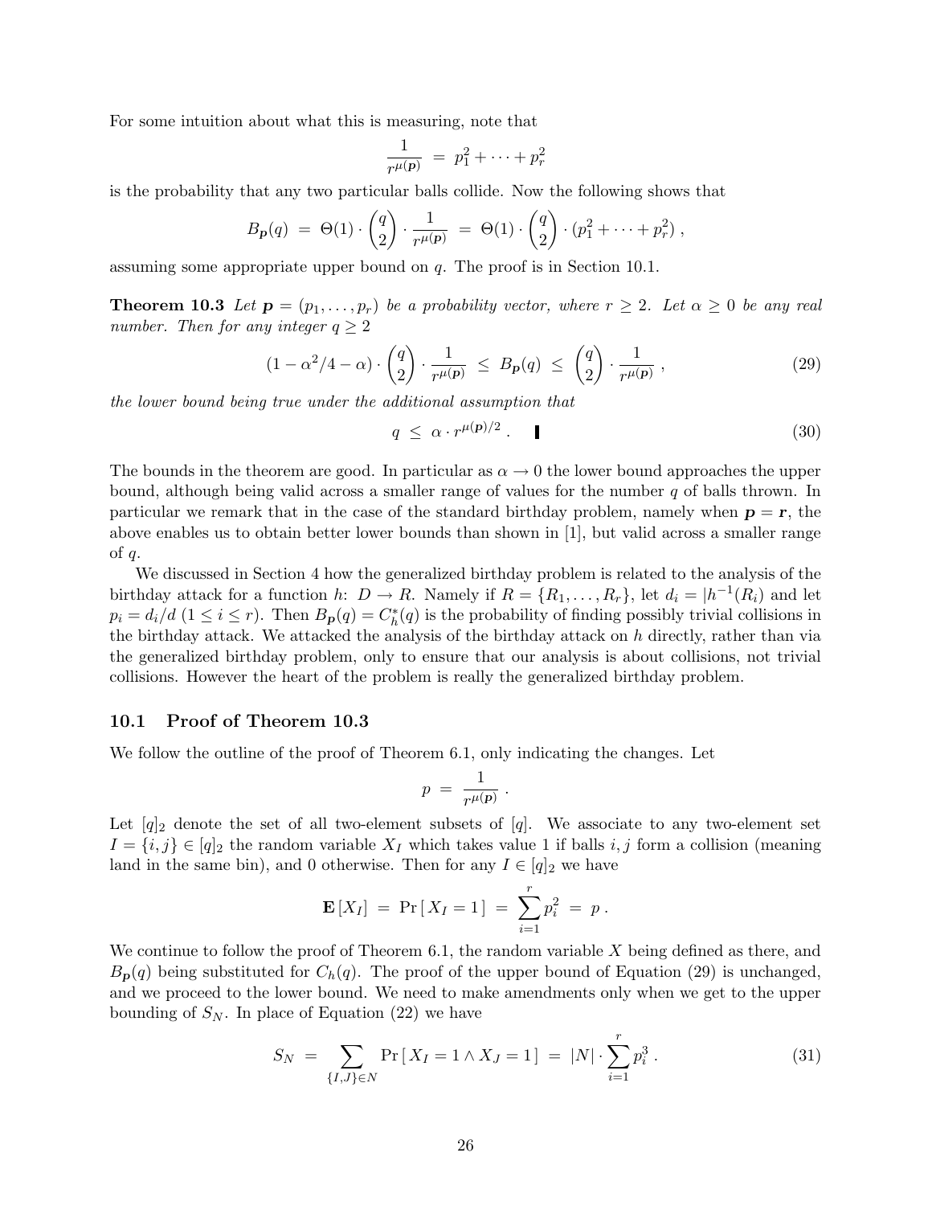For some intuition about what this is measuring, note that

$$\frac{1}{r^{\mu(\boldsymbol{p})}} \;=\; p_1^2 + \cdots + p_r^2$$

is the probability that any two particular balls collide. Now the following shows that

$$B_{\boldsymbol{p}}(q) \;=\; \Theta(1) \cdot \binom{q}{2} \cdot \frac{1}{r^{\mu(\boldsymbol{p})}} \;=\; \Theta(1) \cdot \binom{q}{2} \cdot (p_1^2 + \cdots + p_r^2) \;,$$

assuming some appropriate upper bound on $q$. The proof is in Section 10.1.

**Theorem 10.3** *Let $\boldsymbol{p} = (p_1, \ldots, p_r)$ be a probability vector, where $r \geq 2$. Let $\alpha \geq 0$ be any real number. Then for any integer $q \geq 2$*

$$(1 - \alpha^2/4 - \alpha) \cdot \binom{q}{2} \cdot \frac{1}{r^{\mu(\boldsymbol{p})}} \;\leq\; B_{\boldsymbol{p}}(q) \;\leq\; \binom{q}{2} \cdot \frac{1}{r^{\mu(\boldsymbol{p})}} \;, \tag{29}$$

*the lower bound being true under the additional assumption that*

$$q \;\leq\; \alpha \cdot r^{\mu(\boldsymbol{p})/2} \;. \tag{30}$$

The bounds in the theorem are good. In particular as $\alpha \to 0$ the lower bound approaches the upper bound, although being valid across a smaller range of values for the number $q$ of balls thrown. In particular we remark that in the case of the standard birthday problem, namely when $\boldsymbol{p} = \boldsymbol{r}$, the above enables us to obtain better lower bounds than shown in [1], but valid across a smaller range of $q$.

We discussed in Section 4 how the generalized birthday problem is related to the analysis of the birthday attack for a function $h$: $D \to R$. Namely if $R = \{R_1, \ldots, R_r\}$, let $d_i = |h^{-1}(R_i)$ and let $p_i = d_i/d$ $(1 \leq i \leq r)$. Then $B_{\boldsymbol{p}}(q) = C_h^*(q)$ is the probability of finding possibly trivial collisions in the birthday attack. We attacked the analysis of the birthday attack on $h$ directly, rather than via the generalized birthday problem, only to ensure that our analysis is about collisions, not trivial collisions. However the heart of the problem is really the generalized birthday problem.

### 10.1 Proof of Theorem 10.3

We follow the outline of the proof of Theorem 6.1, only indicating the changes. Let

$$p \;=\; \frac{1}{r^{\mu(\boldsymbol{p})}} \;.$$

Let $[q]_2$ denote the set of all two-element subsets of $[q]$. We associate to any two-element set $I = \{i, j\} \in [q]_2$ the random variable $X_I$ which takes value 1 if balls $i, j$ form a collision (meaning land in the same bin), and 0 otherwise. Then for any $I \in [q]_2$ we have

$$\mathbf{E}\left[X_I\right] \;=\; \Pr\left[\, X_I = 1 \,\right] \;=\; \sum_{i=1}^{r} p_i^2 \;=\; p \;.$$

We continue to follow the proof of Theorem 6.1, the random variable $X$ being defined as there, and $B_{\boldsymbol{p}}(q)$ being substituted for $C_h(q)$. The proof of the upper bound of Equation (29) is unchanged, and we proceed to the lower bound. We need to make amendments only when we get to the upper bounding of $S_N$. In place of Equation (22) we have

$$S_N \;=\; \sum_{\{I,J\} \in N} \Pr\left[\, X_I = 1 \wedge X_J = 1 \,\right] \;=\; |N| \cdot \sum_{i=1}^{r} p_i^3 \;. \tag{31}$$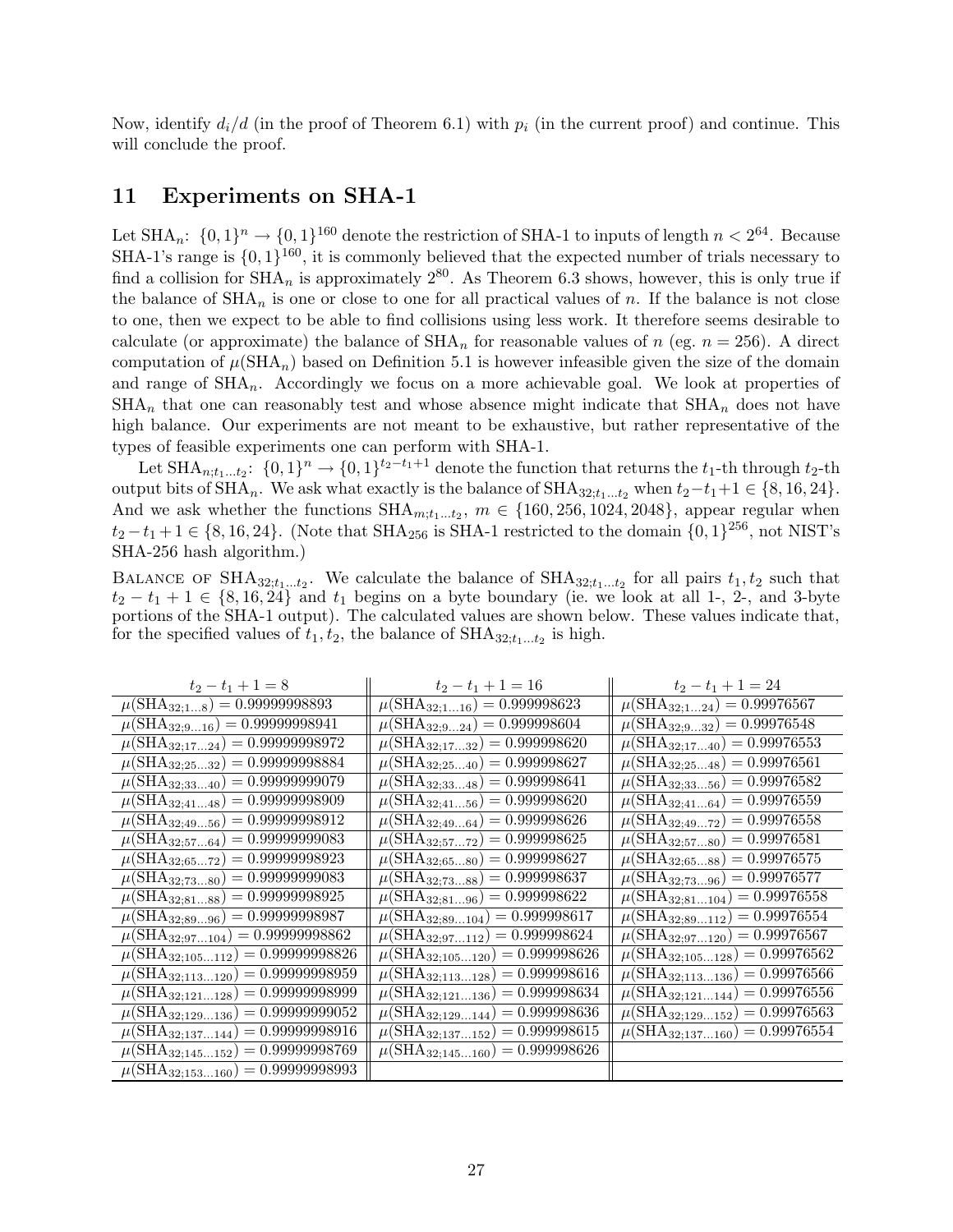Now, identify $d_i/d$ (in the proof of Theorem 6.1) with $p_i$ (in the current proof) and continue. This will conclude the proof.

## 11 Experiments on SHA-1

Let $\mathrm{SHA}_n\colon \{0,1\}^n \to \{0,1\}^{160}$ denote the restriction of SHA-1 to inputs of length $n < 2^{64}$. Because SHA-1's range is $\{0,1\}^{160}$, it is commonly believed that the expected number of trials necessary to find a collision for $\mathrm{SHA}_n$ is approximately $2^{80}$. As Theorem 6.3 shows, however, this is only true if the balance of $\mathrm{SHA}_n$ is one or close to one for all practical values of $n$. If the balance is not close to one, then we expect to be able to find collisions using less work. It therefore seems desirable to calculate (or approximate) the balance of $\mathrm{SHA}_n$ for reasonable values of $n$ (eg. $n = 256$). A direct computation of $\mu(\mathrm{SHA}_n)$ based on Definition 5.1 is however infeasible given the size of the domain and range of $\mathrm{SHA}_n$. Accordingly we focus on a more achievable goal. We look at properties of $\mathrm{SHA}_n$ that one can reasonably test and whose absence might indicate that $\mathrm{SHA}_n$ does not have high balance. Our experiments are not meant to be exhaustive, but rather representative of the types of feasible experiments one can perform with SHA-1.

Let $\mathrm{SHA}_{n;t_1\ldots t_2}\colon \{0,1\}^n \to \{0,1\}^{t_2-t_1+1}$ denote the function that returns the $t_1$-th through $t_2$-th output bits of $\mathrm{SHA}_n$. We ask what exactly is the balance of $\mathrm{SHA}_{32;t_1\ldots t_2}$ when $t_2-t_1+1 \in \{8,16,24\}$. And we ask whether the functions $\mathrm{SHA}_{m;t_1\ldots t_2}$, $m \in \{160, 256, 1024, 2048\}$, appear regular when $t_2-t_1+1 \in \{8,16,24\}$. (Note that $\mathrm{SHA}_{256}$ is SHA-1 restricted to the domain $\{0,1\}^{256}$, not NIST's SHA-256 hash algorithm.)

Balance of $\mathrm{SHA}_{32;t_1\ldots t_2}$. We calculate the balance of $\mathrm{SHA}_{32;t_1\ldots t_2}$ for all pairs $t_1, t_2$ such that $t_2 - t_1 + 1 \in \{8,16,24\}$ and $t_1$ begins on a byte boundary (ie. we look at all 1-, 2-, and 3-byte portions of the SHA-1 output). The calculated values are shown below. These values indicate that, for the specified values of $t_1, t_2$, the balance of $\mathrm{SHA}_{32;t_1\ldots t_2}$ is high.

| $t_2 - t_1 + 1 = 8$ | $t_2 - t_1 + 1 = 16$ | $t_2 - t_1 + 1 = 24$ |
|---|---|---|
| $\mu(\mathrm{SHA}_{32;1\ldots8}) = 0.99999998893$ | $\mu(\mathrm{SHA}_{32;1\ldots16}) = 0.999998623$ | $\mu(\mathrm{SHA}_{32;1\ldots24}) = 0.99976567$ |
| $\mu(\mathrm{SHA}_{32;9\ldots16}) = 0.99999998941$ | $\mu(\mathrm{SHA}_{32;9\ldots24}) = 0.999998604$ | $\mu(\mathrm{SHA}_{32;9\ldots32}) = 0.99976548$ |
| $\mu(\mathrm{SHA}_{32;17\ldots24}) = 0.99999998972$ | $\mu(\mathrm{SHA}_{32;17\ldots32}) = 0.999998620$ | $\mu(\mathrm{SHA}_{32;17\ldots40}) = 0.99976553$ |
| $\mu(\mathrm{SHA}_{32;25\ldots32}) = 0.99999998884$ | $\mu(\mathrm{SHA}_{32;25\ldots40}) = 0.999998627$ | $\mu(\mathrm{SHA}_{32;25\ldots48}) = 0.99976561$ |
| $\mu(\mathrm{SHA}_{32;33\ldots40}) = 0.99999999079$ | $\mu(\mathrm{SHA}_{32;33\ldots48}) = 0.999998641$ | $\mu(\mathrm{SHA}_{32;33\ldots56}) = 0.99976582$ |
| $\mu(\mathrm{SHA}_{32;41\ldots48}) = 0.99999998909$ | $\mu(\mathrm{SHA}_{32;41\ldots56}) = 0.999998620$ | $\mu(\mathrm{SHA}_{32;41\ldots64}) = 0.99976559$ |
| $\mu(\mathrm{SHA}_{32;49\ldots56}) = 0.99999998912$ | $\mu(\mathrm{SHA}_{32;49\ldots64}) = 0.999998626$ | $\mu(\mathrm{SHA}_{32;49\ldots72}) = 0.99976558$ |
| $\mu(\mathrm{SHA}_{32;57\ldots64}) = 0.99999999083$ | $\mu(\mathrm{SHA}_{32;57\ldots72}) = 0.999998625$ | $\mu(\mathrm{SHA}_{32;57\ldots80}) = 0.99976581$ |
| $\mu(\mathrm{SHA}_{32;65\ldots72}) = 0.99999998923$ | $\mu(\mathrm{SHA}_{32;65\ldots80}) = 0.999998627$ | $\mu(\mathrm{SHA}_{32;65\ldots88}) = 0.99976575$ |
| $\mu(\mathrm{SHA}_{32;73\ldots80}) = 0.99999999083$ | $\mu(\mathrm{SHA}_{32;73\ldots88}) = 0.999998637$ | $\mu(\mathrm{SHA}_{32;73\ldots96}) = 0.99976577$ |
| $\mu(\mathrm{SHA}_{32;81\ldots88}) = 0.99999998925$ | $\mu(\mathrm{SHA}_{32;81\ldots96}) = 0.999998622$ | $\mu(\mathrm{SHA}_{32;81\ldots104}) = 0.99976558$ |
| $\mu(\mathrm{SHA}_{32;89\ldots96}) = 0.99999998987$ | $\mu(\mathrm{SHA}_{32;89\ldots104}) = 0.999998617$ | $\mu(\mathrm{SHA}_{32;89\ldots112}) = 0.99976554$ |
| $\mu(\mathrm{SHA}_{32;97\ldots104}) = 0.99999998862$ | $\mu(\mathrm{SHA}_{32;97\ldots112}) = 0.999998624$ | $\mu(\mathrm{SHA}_{32;97\ldots120}) = 0.99976567$ |
| $\mu(\mathrm{SHA}_{32;105\ldots112}) = 0.99999998826$ | $\mu(\mathrm{SHA}_{32;105\ldots120}) = 0.999998626$ | $\mu(\mathrm{SHA}_{32;105\ldots128}) = 0.99976562$ |
| $\mu(\mathrm{SHA}_{32;113\ldots120}) = 0.99999998959$ | $\mu(\mathrm{SHA}_{32;113\ldots128}) = 0.999998616$ | $\mu(\mathrm{SHA}_{32;113\ldots136}) = 0.99976566$ |
| $\mu(\mathrm{SHA}_{32;121\ldots128}) = 0.99999998999$ | $\mu(\mathrm{SHA}_{32;121\ldots136}) = 0.999998634$ | $\mu(\mathrm{SHA}_{32;121\ldots144}) = 0.99976556$ |
| $\mu(\mathrm{SHA}_{32;129\ldots136}) = 0.99999999052$ | $\mu(\mathrm{SHA}_{32;129\ldots144}) = 0.999998636$ | $\mu(\mathrm{SHA}_{32;129\ldots152}) = 0.99976563$ |
| $\mu(\mathrm{SHA}_{32;137\ldots144}) = 0.99999998916$ | $\mu(\mathrm{SHA}_{32;137\ldots152}) = 0.999998615$ | $\mu(\mathrm{SHA}_{32;137\ldots160}) = 0.99976554$ |
| $\mu(\mathrm{SHA}_{32;145\ldots152}) = 0.99999998769$ | $\mu(\mathrm{SHA}_{32;145\ldots160}) = 0.999998626$ | |
| $\mu(\mathrm{SHA}_{32;153\ldots160}) = 0.99999998993$ | | |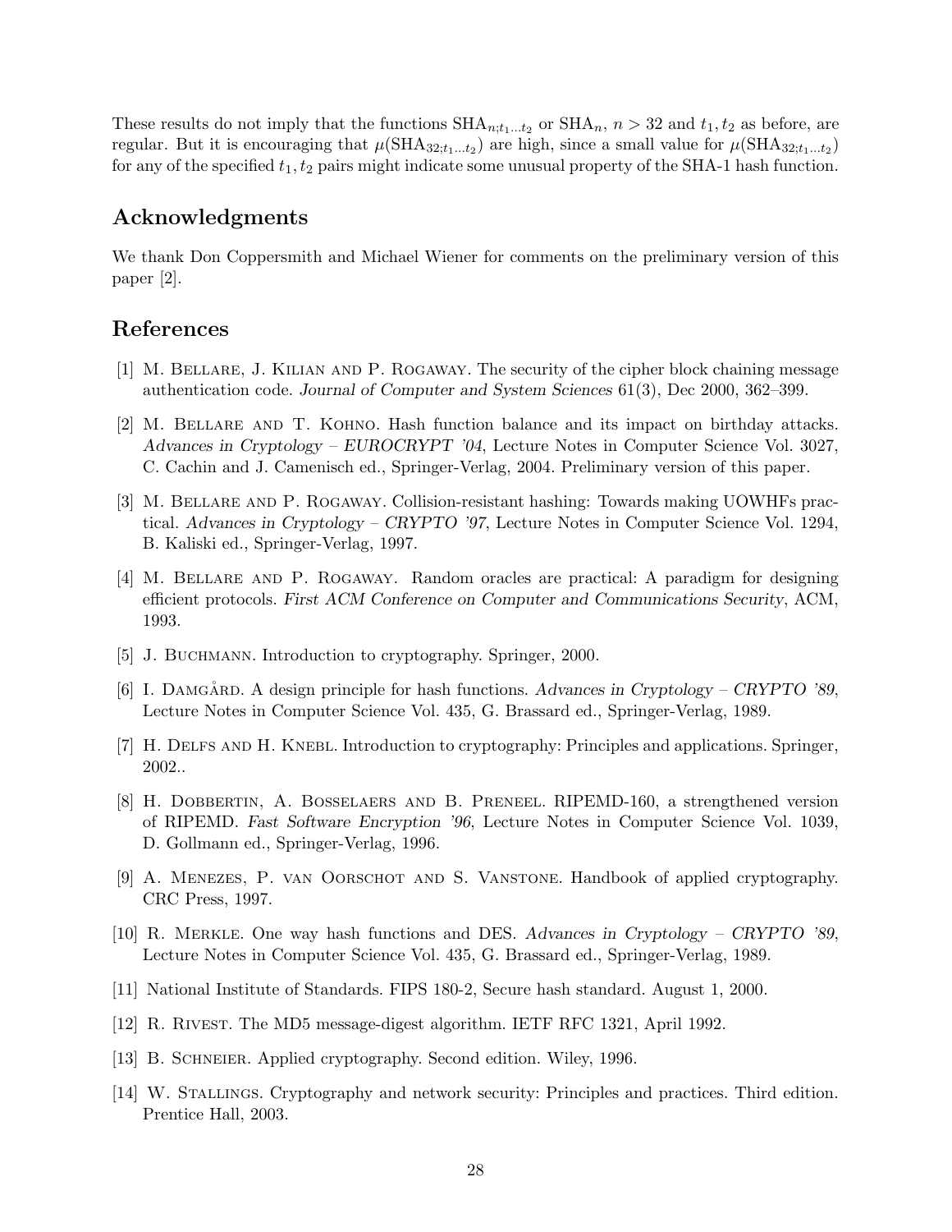These results do not imply that the functions $\mathrm{SHA}_{n;t_1\ldots t_2}$ or $\mathrm{SHA}_n$, $n > 32$ and $t_1, t_2$ as before, are regular. But it is encouraging that $\mu(\mathrm{SHA}_{32;t_1\ldots t_2})$ are high, since a small value for $\mu(\mathrm{SHA}_{32;t_1\ldots t_2})$ for any of the specified $t_1, t_2$ pairs might indicate some unusual property of the SHA-1 hash function.

## Acknowledgments

We thank Don Coppersmith and Michael Wiener for comments on the preliminary version of this paper [2].

## References

[1] M. Bellare, J. Kilian and P. Rogaway. The security of the cipher block chaining message authentication code. *Journal of Computer and System Sciences* 61(3), Dec 2000, 362–399.

[2] M. Bellare and T. Kohno. Hash function balance and its impact on birthday attacks. *Advances in Cryptology – EUROCRYPT '04*, Lecture Notes in Computer Science Vol. 3027, C. Cachin and J. Camenisch ed., Springer-Verlag, 2004. Preliminary version of this paper.

[3] M. Bellare and P. Rogaway. Collision-resistant hashing: Towards making UOWHFs practical. *Advances in Cryptology – CRYPTO '97*, Lecture Notes in Computer Science Vol. 1294, B. Kaliski ed., Springer-Verlag, 1997.

[4] M. Bellare and P. Rogaway. Random oracles are practical: A paradigm for designing efficient protocols. *First ACM Conference on Computer and Communications Security*, ACM, 1993.

[5] J. Buchmann. Introduction to cryptography. Springer, 2000.

[6] I. Damgård. A design principle for hash functions. *Advances in Cryptology – CRYPTO '89*, Lecture Notes in Computer Science Vol. 435, G. Brassard ed., Springer-Verlag, 1989.

[7] H. Delfs and H. Knebl. Introduction to cryptography: Principles and applications. Springer, 2002..

[8] H. Dobbertin, A. Bosselaers and B. Preneel. RIPEMD-160, a strengthened version of RIPEMD. *Fast Software Encryption '96*, Lecture Notes in Computer Science Vol. 1039, D. Gollmann ed., Springer-Verlag, 1996.

[9] A. Menezes, P. van Oorschot and S. Vanstone. Handbook of applied cryptography. CRC Press, 1997.

[10] R. Merkle. One way hash functions and DES. *Advances in Cryptology – CRYPTO '89*, Lecture Notes in Computer Science Vol. 435, G. Brassard ed., Springer-Verlag, 1989.

[11] National Institute of Standards. FIPS 180-2, Secure hash standard. August 1, 2000.

[12] R. Rivest. The MD5 message-digest algorithm. IETF RFC 1321, April 1992.

[13] B. Schneier. Applied cryptography. Second edition. Wiley, 1996.

[14] W. Stallings. Cryptography and network security: Principles and practices. Third edition. Prentice Hall, 2003.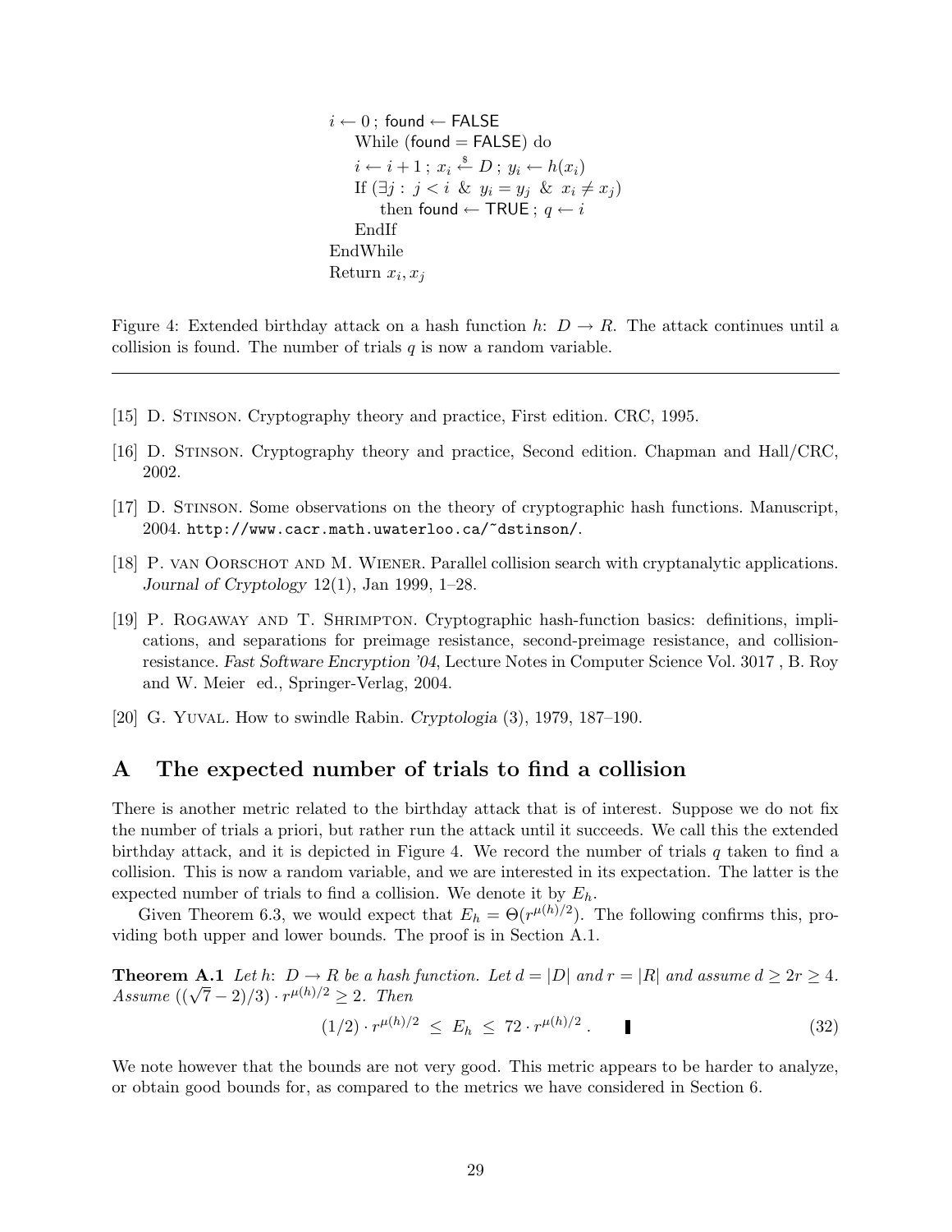```
i ← 0 ; found ← FALSE
    While (found = FALSE) do
    i ← i + 1 ; x_i ←$ D ; y_i ← h(x_i)
    If (∃j : j < i & y_i = y_j & x_i ≠ x_j)
        then found ← TRUE ; q ← i
    EndIf
EndWhile
Return x_i, x_j
```

Figure 4: Extended birthday attack on a hash function $h\colon D \to R$. The attack continues until a collision is found. The number of trials $q$ is now a random variable.

---

[15] D. Stinson. Cryptography theory and practice, First edition. CRC, 1995.

[16] D. Stinson. Cryptography theory and practice, Second edition. Chapman and Hall/CRC, 2002.

[17] D. Stinson. Some observations on the theory of cryptographic hash functions. Manuscript, 2004. http://www.cacr.math.uwaterloo.ca/~dstinson/.

[18] P. van Oorschot and M. Wiener. Parallel collision search with cryptanalytic applications. *Journal of Cryptology* 12(1), Jan 1999, 1–28.

[19] P. Rogaway and T. Shrimpton. Cryptographic hash-function basics: definitions, implications, and separations for preimage resistance, second-preimage resistance, and collision-resistance. *Fast Software Encryption '04*, Lecture Notes in Computer Science Vol. 3017 , B. Roy and W. Meier ed., Springer-Verlag, 2004.

[20] G. Yuval. How to swindle Rabin. *Cryptologia* (3), 1979, 187–190.

# A The expected number of trials to find a collision

There is another metric related to the birthday attack that is of interest. Suppose we do not fix the number of trials a priori, but rather run the attack until it succeeds. We call this the extended birthday attack, and it is depicted in Figure 4. We record the number of trials $q$ taken to find a collision. This is now a random variable, and we are interested in its expectation. The latter is the expected number of trials to find a collision. We denote it by $E_h$.

Given Theorem 6.3, we would expect that $E_h = \Theta(r^{\mu(h)/2})$. The following confirms this, providing both upper and lower bounds. The proof is in Section A.1.

**Theorem A.1** *Let $h\colon D \to R$ be a hash function. Let $d = |D|$ and $r = |R|$ and assume $d \geq 2r \geq 4$. Assume $((\sqrt{7}-2)/3) \cdot r^{\mu(h)/2} \geq 2$. Then*

$$(1/2) \cdot r^{\mu(h)/2} \;\leq\; E_h \;\leq\; 72 \cdot r^{\mu(h)/2} \,. \qquad (32)$$

We note however that the bounds are not very good. This metric appears to be harder to analyze, or obtain good bounds for, as compared to the metrics we have considered in Section 6.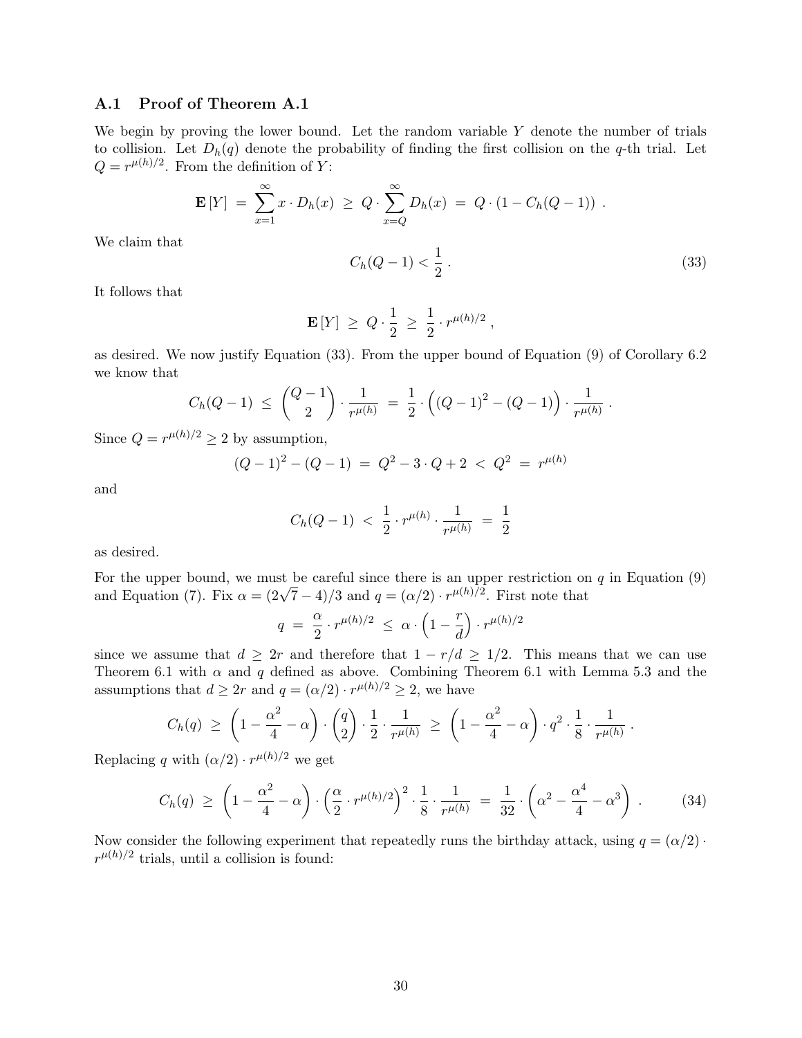### A.1 Proof of Theorem A.1

We begin by proving the lower bound. Let the random variable $Y$ denote the number of trials to collision. Let $D_h(q)$ denote the probability of finding the first collision on the $q$-th trial. Let $Q = r^{\mu(h)/2}$. From the definition of $Y$:

$$\mathbf{E}[Y] \;=\; \sum_{x=1}^{\infty} x \cdot D_h(x) \;\geq\; Q \cdot \sum_{x=Q}^{\infty} D_h(x) \;=\; Q \cdot (1 - C_h(Q-1)) \;.$$

We claim that

$$C_h(Q-1) < \frac{1}{2} \;. \tag{33}$$

It follows that

$$\mathbf{E}[Y] \;\geq\; Q \cdot \frac{1}{2} \;\geq\; \frac{1}{2} \cdot r^{\mu(h)/2} \;,$$

as desired. We now justify Equation (33). From the upper bound of Equation (9) of Corollary 6.2 we know that

$$C_h(Q-1) \;\leq\; \binom{Q-1}{2} \cdot \frac{1}{r^{\mu(h)}} \;=\; \frac{1}{2} \cdot \left( (Q-1)^2 - (Q-1) \right) \cdot \frac{1}{r^{\mu(h)}} \;.$$

Since $Q = r^{\mu(h)/2} \geq 2$ by assumption,

$$(Q-1)^2 - (Q-1) \;=\; Q^2 - 3 \cdot Q + 2 \;<\; Q^2 \;=\; r^{\mu(h)}$$

and

$$C_h(Q-1) \;<\; \frac{1}{2} \cdot r^{\mu(h)} \cdot \frac{1}{r^{\mu(h)}} \;=\; \frac{1}{2}$$

as desired.

For the upper bound, we must be careful since there is an upper restriction on $q$ in Equation (9) and Equation (7). Fix $\alpha = (2\sqrt{7} - 4)/3$ and $q = (\alpha/2) \cdot r^{\mu(h)/2}$. First note that

$$q \;=\; \frac{\alpha}{2} \cdot r^{\mu(h)/2} \;\leq\; \alpha \cdot \left(1 - \frac{r}{d}\right) \cdot r^{\mu(h)/2}$$

since we assume that $d \geq 2r$ and therefore that $1 - r/d \geq 1/2$. This means that we can use Theorem 6.1 with $\alpha$ and $q$ defined as above. Combining Theorem 6.1 with Lemma 5.3 and the assumptions that $d \geq 2r$ and $q = (\alpha/2) \cdot r^{\mu(h)/2} \geq 2$, we have

$$C_h(q) \;\geq\; \left(1 - \frac{\alpha^2}{4} - \alpha\right) \cdot \binom{q}{2} \cdot \frac{1}{2} \cdot \frac{1}{r^{\mu(h)}} \;\geq\; \left(1 - \frac{\alpha^2}{4} - \alpha\right) \cdot q^2 \cdot \frac{1}{8} \cdot \frac{1}{r^{\mu(h)}} \;.$$

Replacing $q$ with $(\alpha/2) \cdot r^{\mu(h)/2}$ we get

$$C_h(q) \;\geq\; \left(1 - \frac{\alpha^2}{4} - \alpha\right) \cdot \left(\frac{\alpha}{2} \cdot r^{\mu(h)/2}\right)^2 \cdot \frac{1}{8} \cdot \frac{1}{r^{\mu(h)}} \;=\; \frac{1}{32} \cdot \left(\alpha^2 - \frac{\alpha^4}{4} - \alpha^3\right) \;. \tag{34}$$

Now consider the following experiment that repeatedly runs the birthday attack, using $q = (\alpha/2) \cdot r^{\mu(h)/2}$ trials, until a collision is found: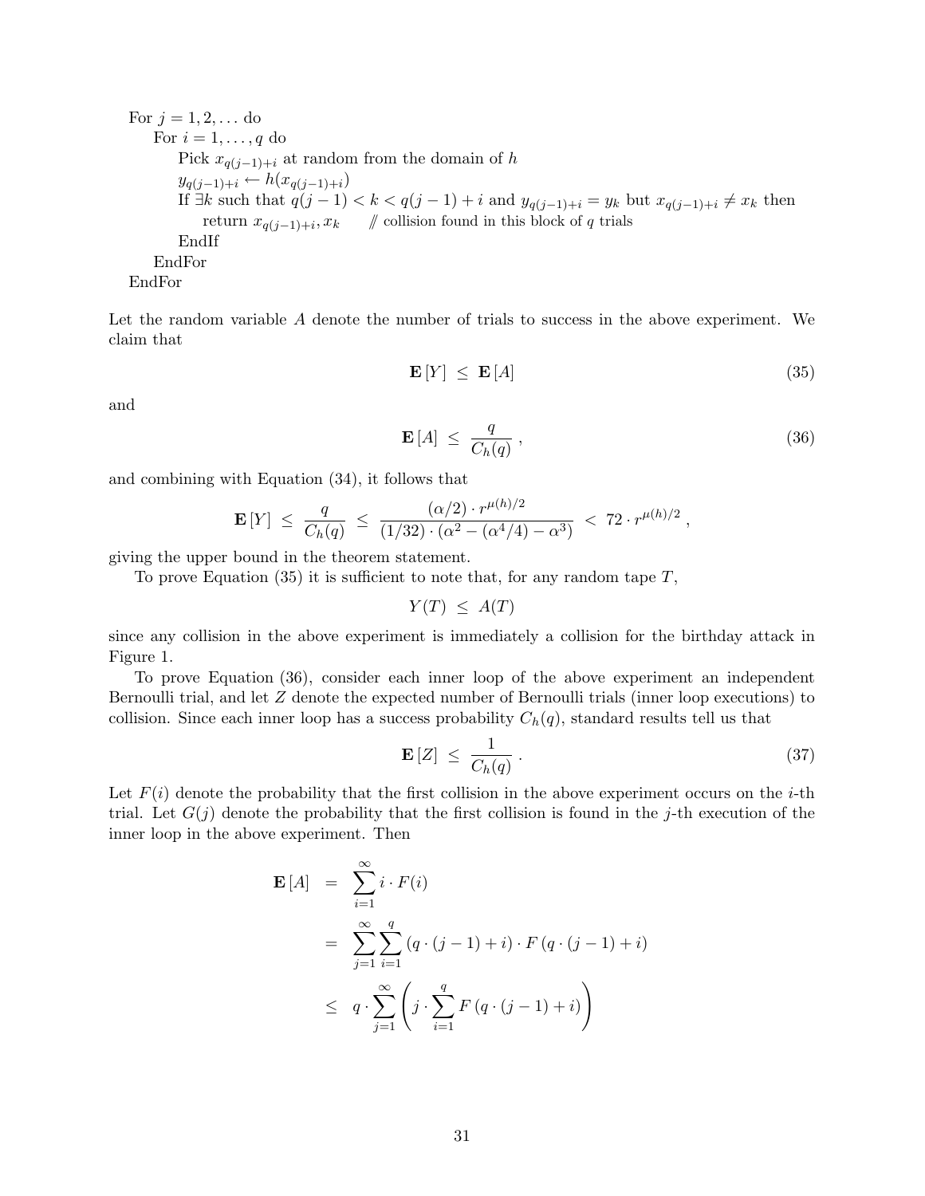```
For j = 1, 2, ... do
    For i = 1, ..., q do
        Pick x_{q(j-1)+i} at random from the domain of h
        y_{q(j-1)+i} ← h(x_{q(j-1)+i})
        If ∃k such that q(j − 1) < k < q(j − 1) + i and y_{q(j-1)+i} = y_k but x_{q(j-1)+i} ≠ x_k then
            return x_{q(j-1)+i}, x_k      // collision found in this block of q trials
        EndIf
    EndFor
EndFor
```

Let the random variable $A$ denote the number of trials to success in the above experiment. We claim that

$$\mathbf{E}[Y] \leq \mathbf{E}[A] \tag{35}$$

and

$$\mathbf{E}[A] \leq \frac{q}{C_h(q)}, \tag{36}$$

and combining with Equation (34), it follows that

$$\mathbf{E}[Y] \leq \frac{q}{C_h(q)} \leq \frac{(\alpha/2)\cdot r^{\mu(h)/2}}{(1/32)\cdot(\alpha^2 - (\alpha^4/4) - \alpha^3)} < 72 \cdot r^{\mu(h)/2},$$

giving the upper bound in the theorem statement.

To prove Equation (35) it is sufficient to note that, for any random tape $T$,

$$Y(T) \leq A(T)$$

since any collision in the above experiment is immediately a collision for the birthday attack in Figure 1.

To prove Equation (36), consider each inner loop of the above experiment an independent Bernoulli trial, and let $Z$ denote the expected number of Bernoulli trials (inner loop executions) to collision. Since each inner loop has a success probability $C_h(q)$, standard results tell us that

$$\mathbf{E}[Z] \leq \frac{1}{C_h(q)}. \tag{37}$$

Let $F(i)$ denote the probability that the first collision in the above experiment occurs on the $i$-th trial. Let $G(j)$ denote the probability that the first collision is found in the $j$-th execution of the inner loop in the above experiment. Then

$$\begin{aligned}
\mathbf{E}[A] &= \sum_{i=1}^{\infty} i \cdot F(i) \\
&= \sum_{j=1}^{\infty}\sum_{i=1}^{q} (q\cdot(j-1)+i)\cdot F(q\cdot(j-1)+i) \\
&\leq q \cdot \sum_{j=1}^{\infty}\left(j \cdot \sum_{i=1}^{q} F(q\cdot(j-1)+i)\right)
\end{aligned}$$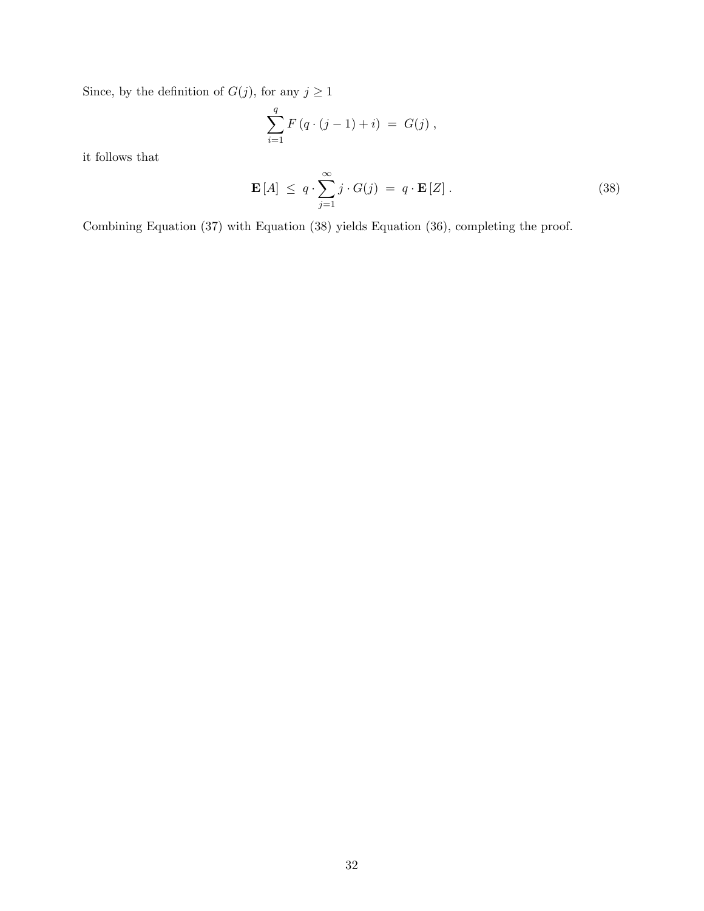Since, by the definition of $G(j)$, for any $j \geq 1$

$$\sum_{i=1}^{q} F\left(q \cdot (j-1) + i\right) \; = \; G(j) \; ,$$

it follows that

$$\mathbf{E}\left[A\right] \; \leq \; q \cdot \sum_{j=1}^{\infty} j \cdot G(j) \; = \; q \cdot \mathbf{E}\left[Z\right] . \tag{38}$$

Combining Equation (37) with Equation (38) yields Equation (36), completing the proof.